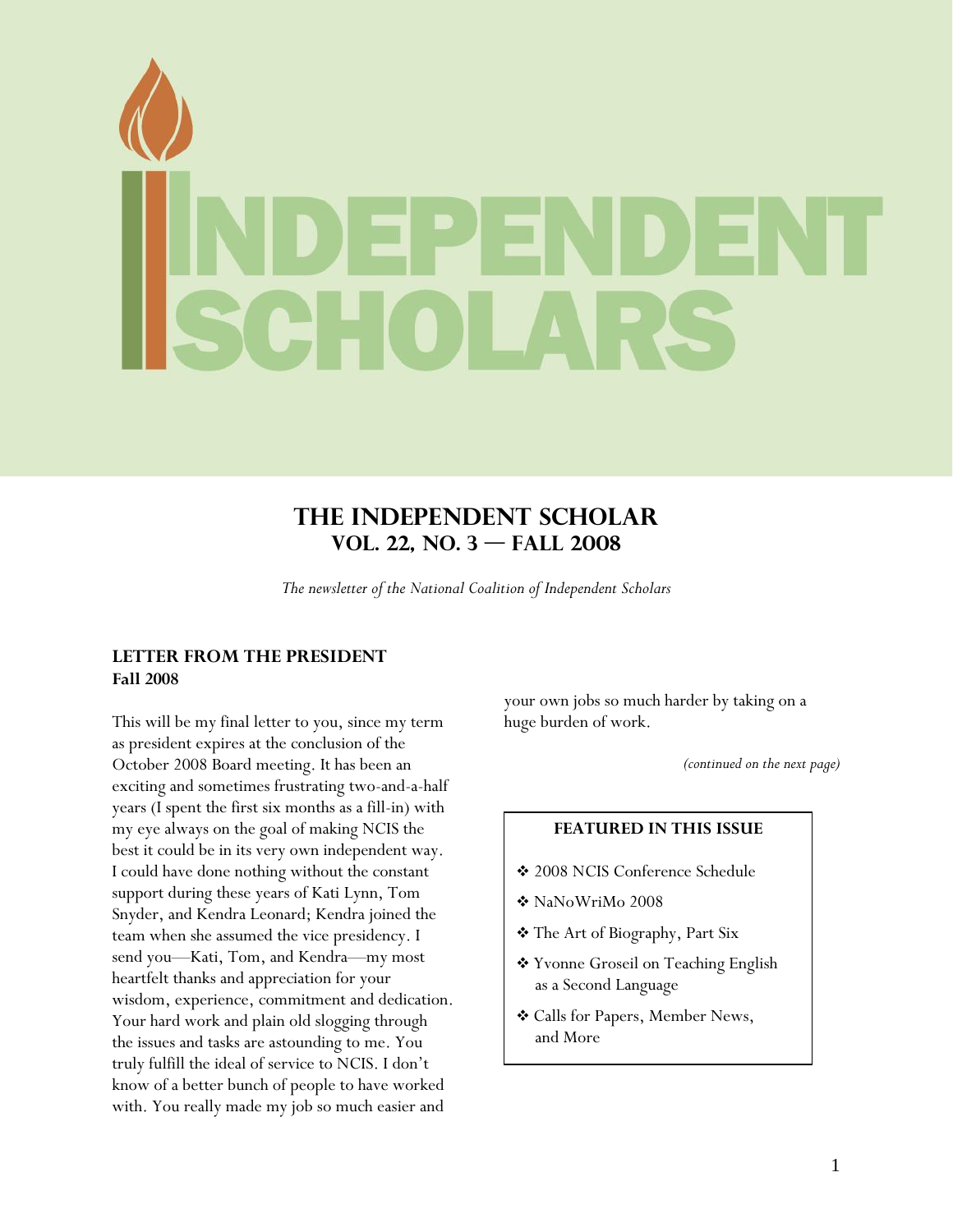# INDEPENDENT SCHOLARS

## THE INDEPENDENT SCHOLAR
## VOL. 22, NO. 3 — FALL 2008

*The newsletter of the National Coalition of Independent Scholars*

### LETTER FROM THE PRESIDENT
**Fall 2008**

This will be my final letter to you, since my term as president expires at the conclusion of the October 2008 Board meeting. It has been an exciting and sometimes frustrating two-and-a-half years (I spent the first six months as a fill-in) with my eye always on the goal of making NCIS the best it could be in its very own independent way. I could have done nothing without the constant support during these years of Kati Lynn, Tom Snyder, and Kendra Leonard; Kendra joined the team when she assumed the vice presidency. I send you—Kati, Tom, and Kendra—my most heartfelt thanks and appreciation for your wisdom, experience, commitment and dedication. Your hard work and plain old slogging through the issues and tasks are astounding to me. You truly fulfill the ideal of service to NCIS. I don't know of a better bunch of people to have worked with. You really made my job so much easier and your own jobs so much harder by taking on a huge burden of work.

*(continued on the next page)*

**FEATURED IN THIS ISSUE**

- 2008 NCIS Conference Schedule
- NaNoWriMo 2008
- The Art of Biography, Part Six
- Yvonne Groseil on Teaching English as a Second Language
- Calls for Papers, Member News, and More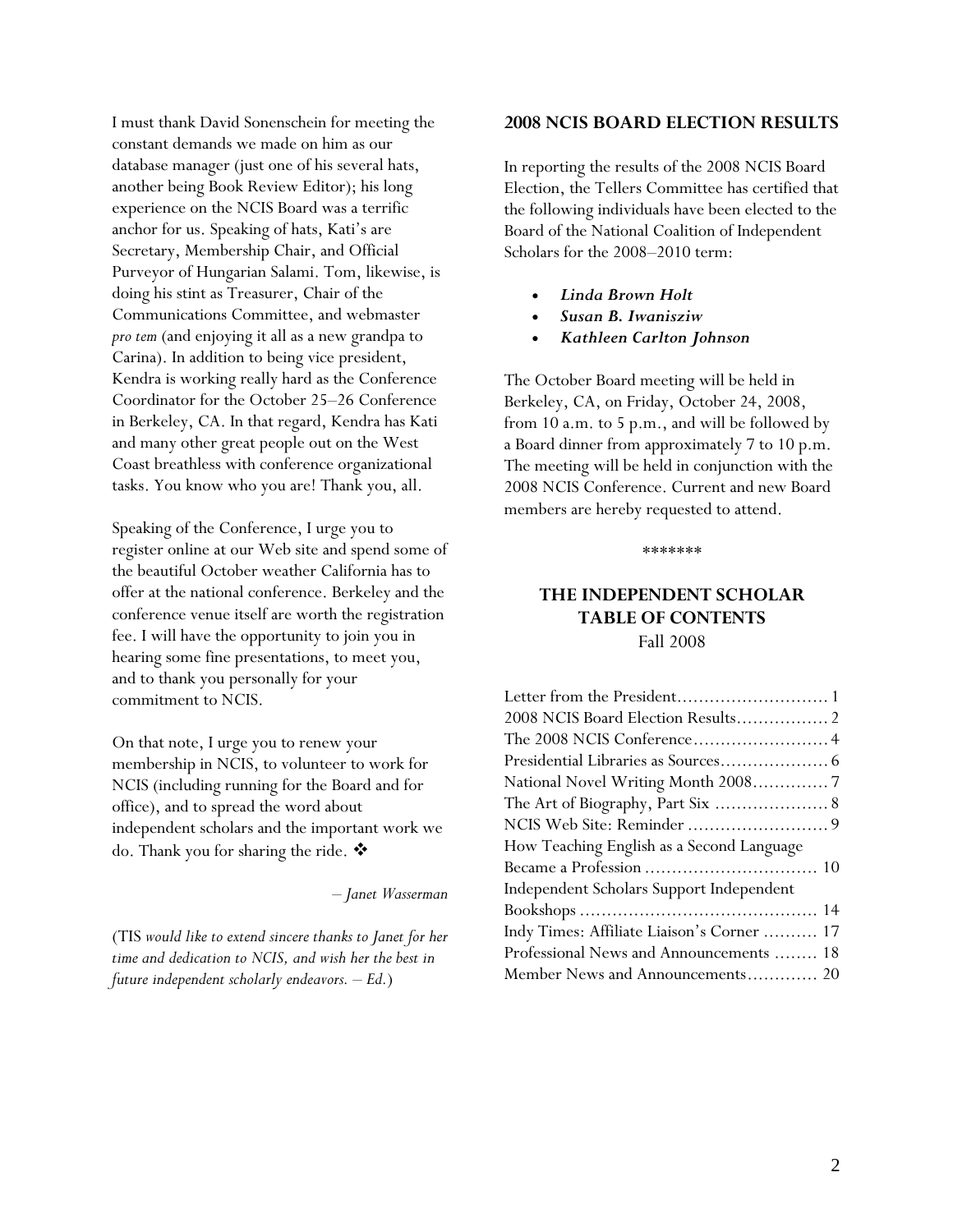I must thank David Sonenschein for meeting the constant demands we made on him as our database manager (just one of his several hats, another being Book Review Editor); his long experience on the NCIS Board was a terrific anchor for us. Speaking of hats, Kati's are Secretary, Membership Chair, and Official Purveyor of Hungarian Salami. Tom, likewise, is doing his stint as Treasurer, Chair of the Communications Committee, and webmaster *pro tem* (and enjoying it all as a new grandpa to Carina). In addition to being vice president, Kendra is working really hard as the Conference Coordinator for the October 25–26 Conference in Berkeley, CA. In that regard, Kendra has Kati and many other great people out on the West Coast breathless with conference organizational tasks. You know who you are! Thank you, all.

Speaking of the Conference, I urge you to register online at our Web site and spend some of the beautiful October weather California has to offer at the national conference. Berkeley and the conference venue itself are worth the registration fee. I will have the opportunity to join you in hearing some fine presentations, to meet you, and to thank you personally for your commitment to NCIS.

On that note, I urge you to renew your membership in NCIS, to volunteer to work for NCIS (including running for the Board and for office), and to spread the word about independent scholars and the important work we do. Thank you for sharing the ride. ❖

*– Janet Wasserman*

(TIS *would like to extend sincere thanks to Janet for her time and dedication to NCIS, and wish her the best in future independent scholarly endeavors. – Ed.*)

## 2008 NCIS Board Election Results

In reporting the results of the 2008 NCIS Board Election, the Tellers Committee has certified that the following individuals have been elected to the Board of the National Coalition of Independent Scholars for the 2008–2010 term:

- ***Linda Brown Holt***
- ***Susan B. Iwanisziw***
- ***Kathleen Carlton Johnson***

The October Board meeting will be held in Berkeley, CA, on Friday, October 24, 2008, from 10 a.m. to 5 p.m., and will be followed by a Board dinner from approximately 7 to 10 p.m. The meeting will be held in conjunction with the 2008 NCIS Conference. Current and new Board members are hereby requested to attend.

*******

## The Independent Scholar Table of Contents
Fall 2008

| | |
|---|---|
| Letter from the President | 1 |
| 2008 NCIS Board Election Results | 2 |
| The 2008 NCIS Conference | 4 |
| Presidential Libraries as Sources | 6 |
| National Novel Writing Month 2008 | 7 |
| The Art of Biography, Part Six | 8 |
| NCIS Web Site: Reminder | 9 |
| How Teaching English as a Second Language Became a Profession | 10 |
| Independent Scholars Support Independent Bookshops | 14 |
| Indy Times: Affiliate Liaison's Corner | 17 |
| Professional News and Announcements | 18 |
| Member News and Announcements | 20 |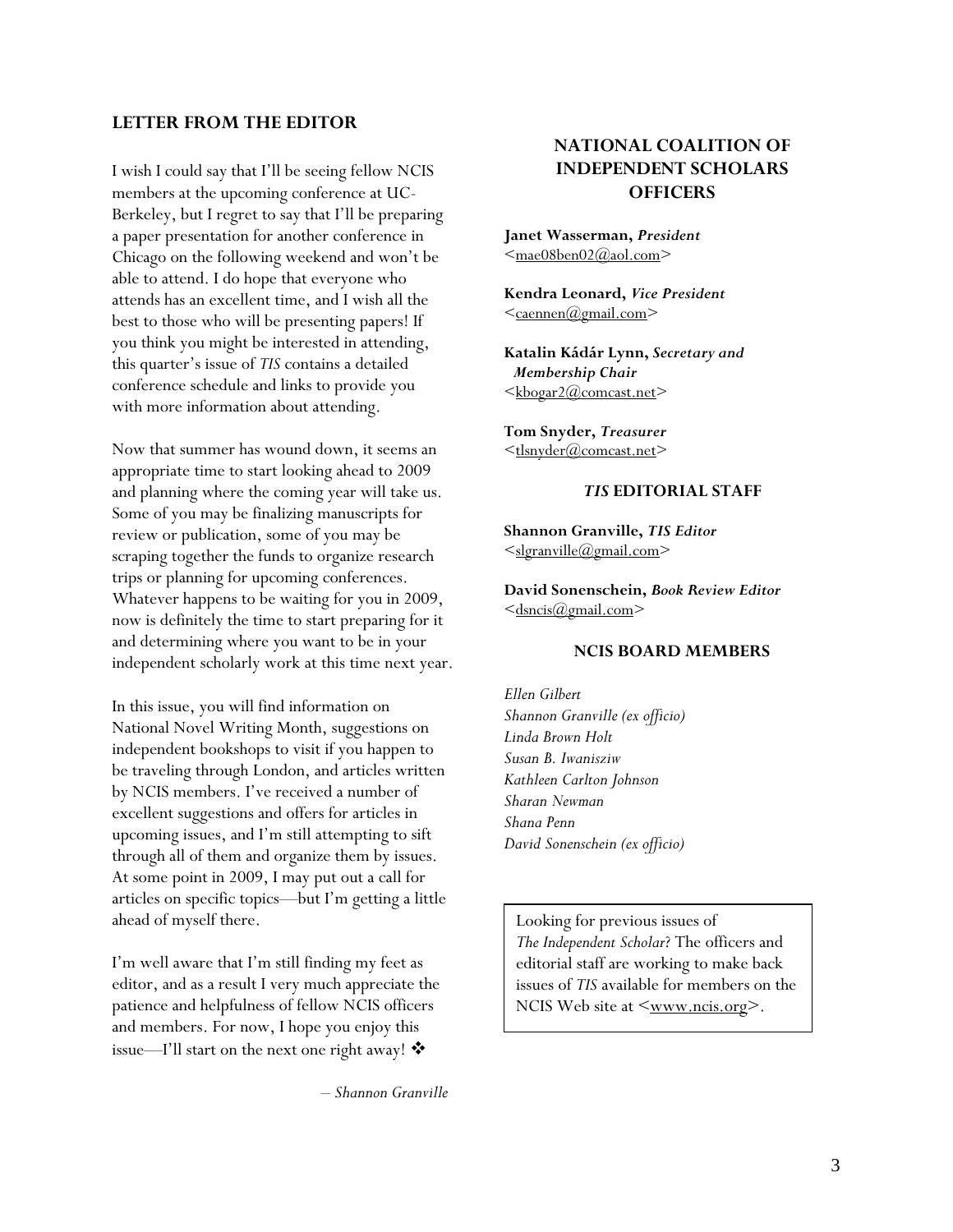## LETTER FROM THE EDITOR

I wish I could say that I'll be seeing fellow NCIS members at the upcoming conference at UC-Berkeley, but I regret to say that I'll be preparing a paper presentation for another conference in Chicago on the following weekend and won't be able to attend. I do hope that everyone who attends has an excellent time, and I wish all the best to those who will be presenting papers! If you think you might be interested in attending, this quarter's issue of *TIS* contains a detailed conference schedule and links to provide you with more information about attending.

Now that summer has wound down, it seems an appropriate time to start looking ahead to 2009 and planning where the coming year will take us. Some of you may be finalizing manuscripts for review or publication, some of you may be scraping together the funds to organize research trips or planning for upcoming conferences. Whatever happens to be waiting for you in 2009, now is definitely the time to start preparing for it and determining where you want to be in your independent scholarly work at this time next year.

In this issue, you will find information on National Novel Writing Month, suggestions on independent bookshops to visit if you happen to be traveling through London, and articles written by NCIS members. I've received a number of excellent suggestions and offers for articles in upcoming issues, and I'm still attempting to sift through all of them and organize them by issues. At some point in 2009, I may put out a call for articles on specific topics—but I'm getting a little ahead of myself there.

I'm well aware that I'm still finding my feet as editor, and as a result I very much appreciate the patience and helpfulness of fellow NCIS officers and members. For now, I hope you enjoy this issue—I'll start on the next one right away! ❖

*– Shannon Granville*

## NATIONAL COALITION OF INDEPENDENT SCHOLARS OFFICERS

**Janet Wasserman, *President***
<mae08ben02@aol.com>

**Kendra Leonard, *Vice President***
<caennen@gmail.com>

**Katalin Kádár Lynn, *Secretary and Membership Chair***
<kbogar2@comcast.net>

**Tom Snyder, *Treasurer***
<tlsnyder@comcast.net>

### *TIS* EDITORIAL STAFF

**Shannon Granville, *TIS Editor***
<slgranville@gmail.com>

**David Sonenschein, *Book Review Editor***
<dsncis@gmail.com>

### NCIS BOARD MEMBERS

*Ellen Gilbert*
*Shannon Granville (ex officio)*
*Linda Brown Holt*
*Susan B. Iwanisziw*
*Kathleen Carlton Johnson*
*Sharan Newman*
*Shana Penn*
*David Sonenschein (ex officio)*

Looking for previous issues of *The Independent Scholar*? The officers and editorial staff are working to make back issues of *TIS* available for members on the NCIS Web site at <www.ncis.org>.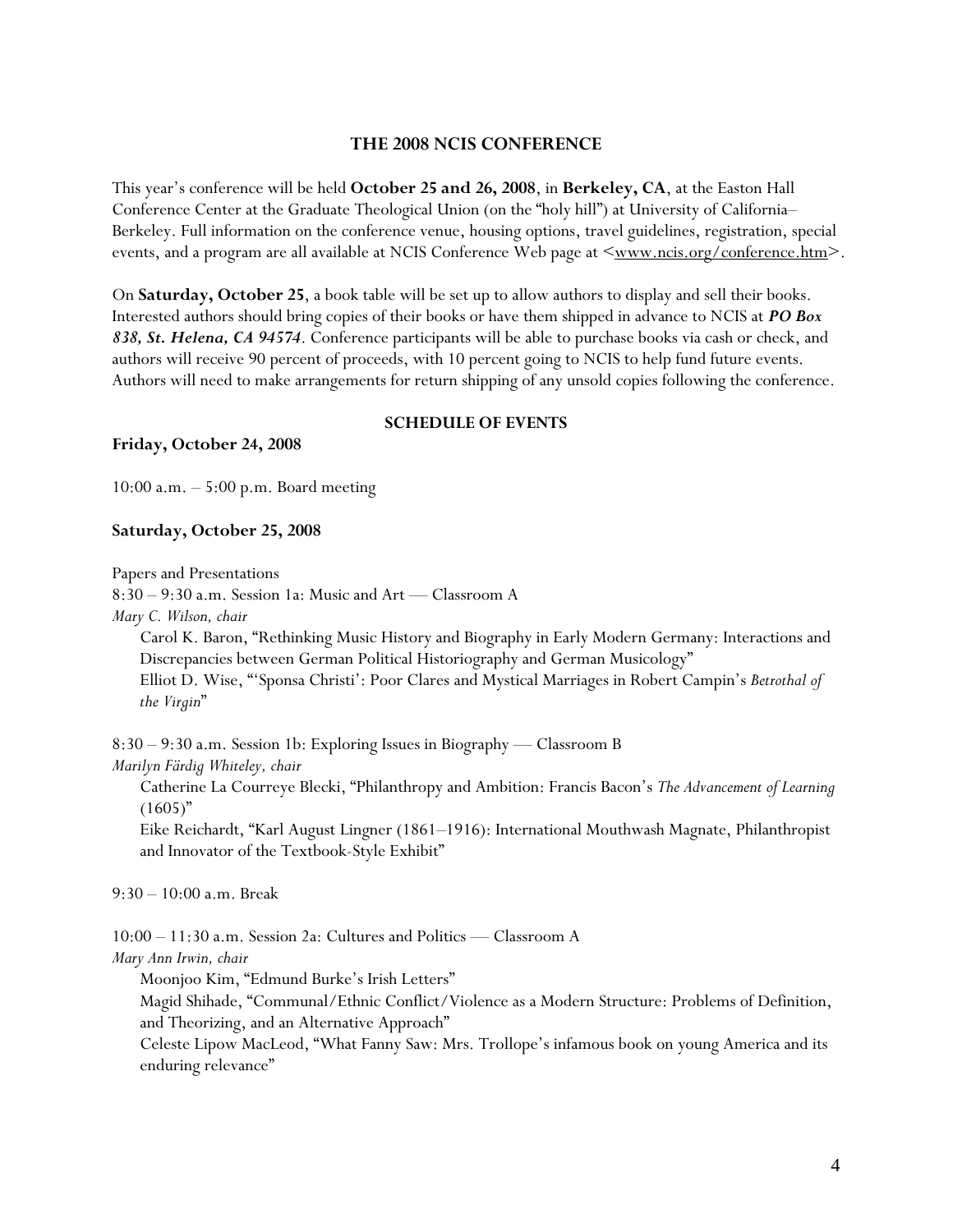## THE 2008 NCIS CONFERENCE

This year's conference will be held **October 25 and 26, 2008**, in **Berkeley, CA**, at the Easton Hall Conference Center at the Graduate Theological Union (on the "holy hill") at University of California–Berkeley. Full information on the conference venue, housing options, travel guidelines, registration, special events, and a program are all available at NCIS Conference Web page at <www.ncis.org/conference.htm>.

On **Saturday, October 25**, a book table will be set up to allow authors to display and sell their books. Interested authors should bring copies of their books or have them shipped in advance to NCIS at ***PO Box 838, St. Helena, CA 94574***. Conference participants will be able to purchase books via cash or check, and authors will receive 90 percent of proceeds, with 10 percent going to NCIS to help fund future events. Authors will need to make arrangements for return shipping of any unsold copies following the conference.

### SCHEDULE OF EVENTS

**Friday, October 24, 2008**

10:00 a.m. – 5:00 p.m. Board meeting

**Saturday, October 25, 2008**

Papers and Presentations

8:30 – 9:30 a.m. Session 1a: Music and Art — Classroom A

*Mary C. Wilson, chair*

Carol K. Baron, "Rethinking Music History and Biography in Early Modern Germany: Interactions and Discrepancies between German Political Historiography and German Musicology"

Elliot D. Wise, "'Sponsa Christi': Poor Clares and Mystical Marriages in Robert Campin's *Betrothal of the Virgin*"

8:30 – 9:30 a.m. Session 1b: Exploring Issues in Biography — Classroom B

*Marilyn Färdig Whiteley, chair*

Catherine La Courreye Blecki, "Philanthropy and Ambition: Francis Bacon's *The Advancement of Learning* (1605)"

Eike Reichardt, "Karl August Lingner (1861–1916): International Mouthwash Magnate, Philanthropist and Innovator of the Textbook-Style Exhibit"

9:30 – 10:00 a.m. Break

10:00 – 11:30 a.m. Session 2a: Cultures and Politics — Classroom A

*Mary Ann Irwin, chair*

Moonjoo Kim, "Edmund Burke's Irish Letters"

Magid Shihade, "Communal/Ethnic Conflict/Violence as a Modern Structure: Problems of Definition, and Theorizing, and an Alternative Approach"

Celeste Lipow MacLeod, "What Fanny Saw: Mrs. Trollope's infamous book on young America and its enduring relevance"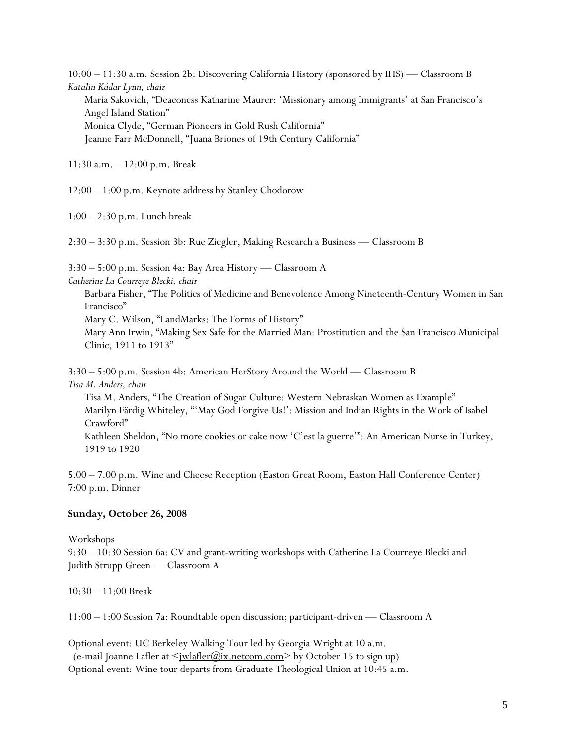10:00 – 11:30 a.m. Session 2b: Discovering California History (sponsored by IHS) — Classroom B
*Katalin Kádar Lynn, chair*

Maria Sakovich, "Deaconess Katharine Maurer: 'Missionary among Immigrants' at San Francisco's Angel Island Station"
Monica Clyde, "German Pioneers in Gold Rush California"
Jeanne Farr McDonnell, "Juana Briones of 19th Century California"

11:30 a.m. – 12:00 p.m. Break

12:00 – 1:00 p.m. Keynote address by Stanley Chodorow

1:00 – 2:30 p.m. Lunch break

2:30 – 3:30 p.m. Session 3b: Rue Ziegler, Making Research a Business — Classroom B

3:30 – 5:00 p.m. Session 4a: Bay Area History — Classroom A
*Catherine La Courreye Blecki, chair*

Barbara Fisher, "The Politics of Medicine and Benevolence Among Nineteenth-Century Women in San Francisco"
Mary C. Wilson, "LandMarks: The Forms of History"
Mary Ann Irwin, "Making Sex Safe for the Married Man: Prostitution and the San Francisco Municipal Clinic, 1911 to 1913"

3:30 – 5:00 p.m. Session 4b: American HerStory Around the World — Classroom B
*Tisa M. Anders, chair*

Tisa M. Anders, "The Creation of Sugar Culture: Western Nebraskan Women as Example"
Marilyn Färdig Whiteley, "'May God Forgive Us!': Mission and Indian Rights in the Work of Isabel Crawford"
Kathleen Sheldon, "No more cookies or cake now 'C'est la guerre'": An American Nurse in Turkey, 1919 to 1920

5.00 – 7.00 p.m. Wine and Cheese Reception (Easton Great Room, Easton Hall Conference Center)
7:00 p.m. Dinner

**Sunday, October 26, 2008**

Workshops
9:30 – 10:30 Session 6a: CV and grant-writing workshops with Catherine La Courreye Blecki and Judith Strupp Green — Classroom A

10:30 – 11:00 Break

11:00 – 1:00 Session 7a: Roundtable open discussion; participant-driven — Classroom A

Optional event: UC Berkeley Walking Tour led by Georgia Wright at 10 a.m.
(e-mail Joanne Lafler at <jwlafler@ix.netcom.com> by October 15 to sign up)
Optional event: Wine tour departs from Graduate Theological Union at 10:45 a.m.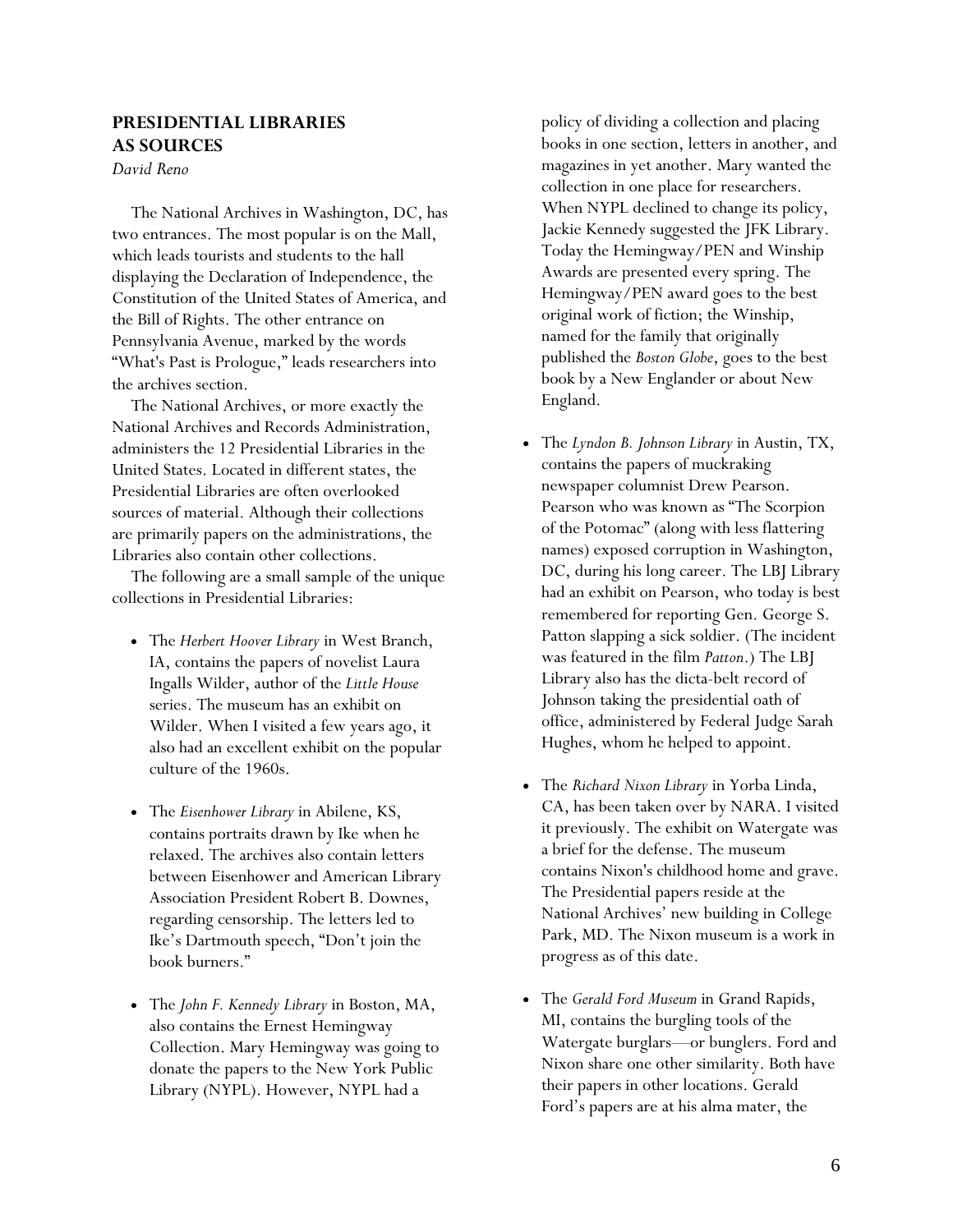## PRESIDENTIAL LIBRARIES AS SOURCES

*David Reno*

The National Archives in Washington, DC, has two entrances. The most popular is on the Mall, which leads tourists and students to the hall displaying the Declaration of Independence, the Constitution of the United States of America, and the Bill of Rights. The other entrance on Pennsylvania Avenue, marked by the words "What's Past is Prologue," leads researchers into the archives section.

The National Archives, or more exactly the National Archives and Records Administration, administers the 12 Presidential Libraries in the United States. Located in different states, the Presidential Libraries are often overlooked sources of material. Although their collections are primarily papers on the administrations, the Libraries also contain other collections.

The following are a small sample of the unique collections in Presidential Libraries:

- The *Herbert Hoover Library* in West Branch, IA, contains the papers of novelist Laura Ingalls Wilder, author of the *Little House* series. The museum has an exhibit on Wilder. When I visited a few years ago, it also had an excellent exhibit on the popular culture of the 1960s.

- The *Eisenhower Library* in Abilene, KS, contains portraits drawn by Ike when he relaxed. The archives also contain letters between Eisenhower and American Library Association President Robert B. Downes, regarding censorship. The letters led to Ike's Dartmouth speech, "Don't join the book burners."

- The *John F. Kennedy Library* in Boston, MA, also contains the Ernest Hemingway Collection. Mary Hemingway was going to donate the papers to the New York Public Library (NYPL). However, NYPL had a policy of dividing a collection and placing books in one section, letters in another, and magazines in yet another. Mary wanted the collection in one place for researchers. When NYPL declined to change its policy, Jackie Kennedy suggested the JFK Library. Today the Hemingway/PEN and Winship Awards are presented every spring. The Hemingway/PEN award goes to the best original work of fiction; the Winship, named for the family that originally published the *Boston Globe*, goes to the best book by a New Englander or about New England.

- The *Lyndon B. Johnson Library* in Austin, TX, contains the papers of muckraking newspaper columnist Drew Pearson. Pearson who was known as "The Scorpion of the Potomac" (along with less flattering names) exposed corruption in Washington, DC, during his long career. The LBJ Library had an exhibit on Pearson, who today is best remembered for reporting Gen. George S. Patton slapping a sick soldier. (The incident was featured in the film *Patton*.) The LBJ Library also has the dicta-belt record of Johnson taking the presidential oath of office, administered by Federal Judge Sarah Hughes, whom he helped to appoint.

- The *Richard Nixon Library* in Yorba Linda, CA, has been taken over by NARA. I visited it previously. The exhibit on Watergate was a brief for the defense. The museum contains Nixon's childhood home and grave. The Presidential papers reside at the National Archives' new building in College Park, MD. The Nixon museum is a work in progress as of this date.

- The *Gerald Ford Museum* in Grand Rapids, MI, contains the burgling tools of the Watergate burglars—or bunglers. Ford and Nixon share one other similarity. Both have their papers in other locations. Gerald Ford's papers are at his alma mater, the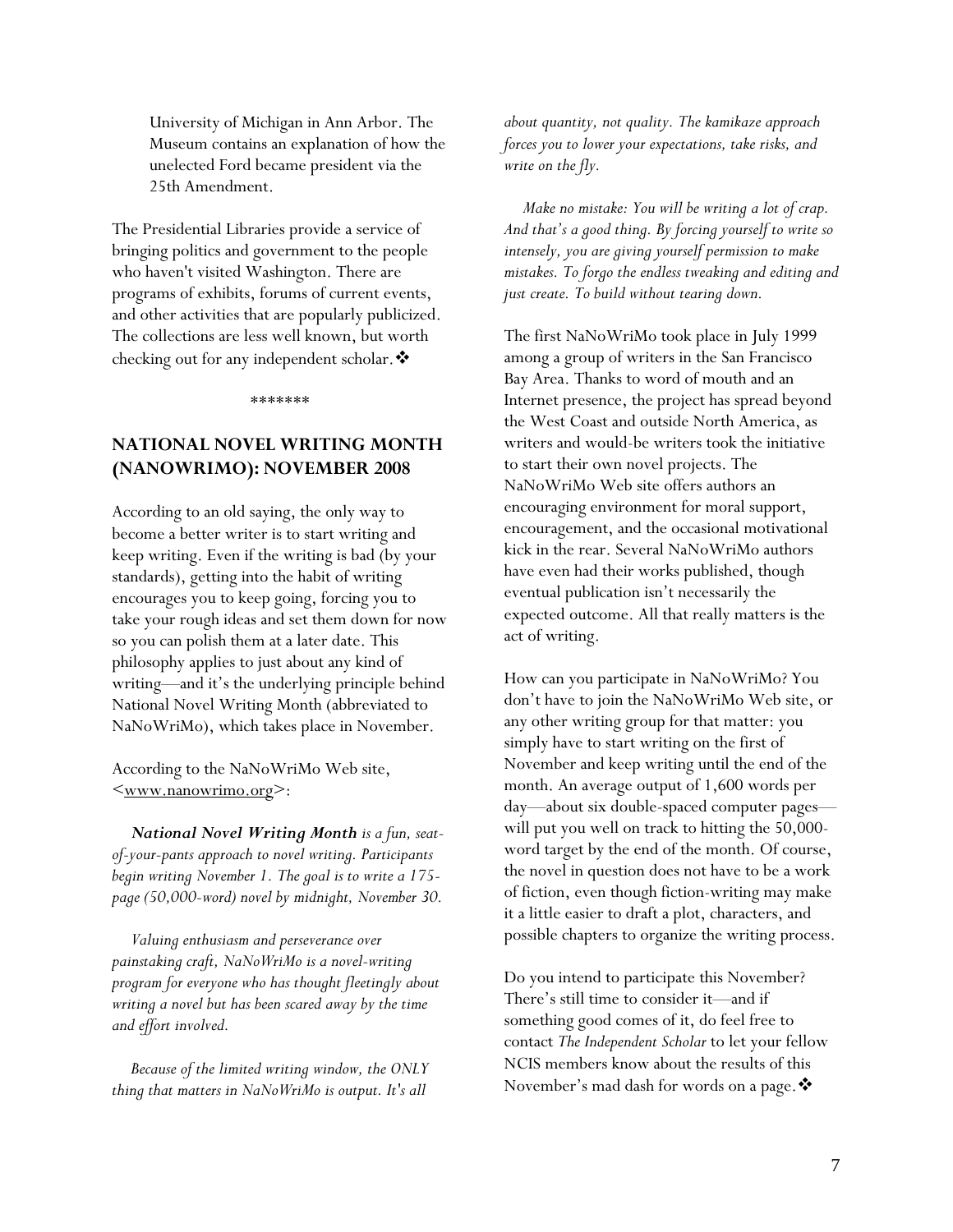University of Michigan in Ann Arbor. The Museum contains an explanation of how the unelected Ford became president via the 25th Amendment.

The Presidential Libraries provide a service of bringing politics and government to the people who haven't visited Washington. There are programs of exhibits, forums of current events, and other activities that are popularly publicized. The collections are less well known, but worth checking out for any independent scholar.❖

\*\*\*\*\*\*\*

## NATIONAL NOVEL WRITING MONTH (NANOWRIMO): NOVEMBER 2008

According to an old saying, the only way to become a better writer is to start writing and keep writing. Even if the writing is bad (by your standards), getting into the habit of writing encourages you to keep going, forcing you to take your rough ideas and set them down for now so you can polish them at a later date. This philosophy applies to just about any kind of writing—and it's the underlying principle behind National Novel Writing Month (abbreviated to NaNoWriMo), which takes place in November.

According to the NaNoWriMo Web site, <www.nanowrimo.org>:

> ***National Novel Writing Month*** *is a fun, seat-of-your-pants approach to novel writing. Participants begin writing November 1. The goal is to write a 175-page (50,000-word) novel by midnight, November 30.*
>
> *Valuing enthusiasm and perseverance over painstaking craft, NaNoWriMo is a novel-writing program for everyone who has thought fleetingly about writing a novel but has been scared away by the time and effort involved.*
>
> *Because of the limited writing window, the ONLY thing that matters in NaNoWriMo is output. It's all about quantity, not quality. The kamikaze approach forces you to lower your expectations, take risks, and write on the fly.*
>
> *Make no mistake: You will be writing a lot of crap. And that's a good thing. By forcing yourself to write so intensely, you are giving yourself permission to make mistakes. To forgo the endless tweaking and editing and just create. To build without tearing down.*

The first NaNoWriMo took place in July 1999 among a group of writers in the San Francisco Bay Area. Thanks to word of mouth and an Internet presence, the project has spread beyond the West Coast and outside North America, as writers and would-be writers took the initiative to start their own novel projects. The NaNoWriMo Web site offers authors an encouraging environment for moral support, encouragement, and the occasional motivational kick in the rear. Several NaNoWriMo authors have even had their works published, though eventual publication isn't necessarily the expected outcome. All that really matters is the act of writing.

How can you participate in NaNoWriMo? You don't have to join the NaNoWriMo Web site, or any other writing group for that matter: you simply have to start writing on the first of November and keep writing until the end of the month. An average output of 1,600 words per day—about six double-spaced computer pages—will put you well on track to hitting the 50,000-word target by the end of the month. Of course, the novel in question does not have to be a work of fiction, even though fiction-writing may make it a little easier to draft a plot, characters, and possible chapters to organize the writing process.

Do you intend to participate this November? There's still time to consider it—and if something good comes of it, do feel free to contact *The Independent Scholar* to let your fellow NCIS members know about the results of this November's mad dash for words on a page.❖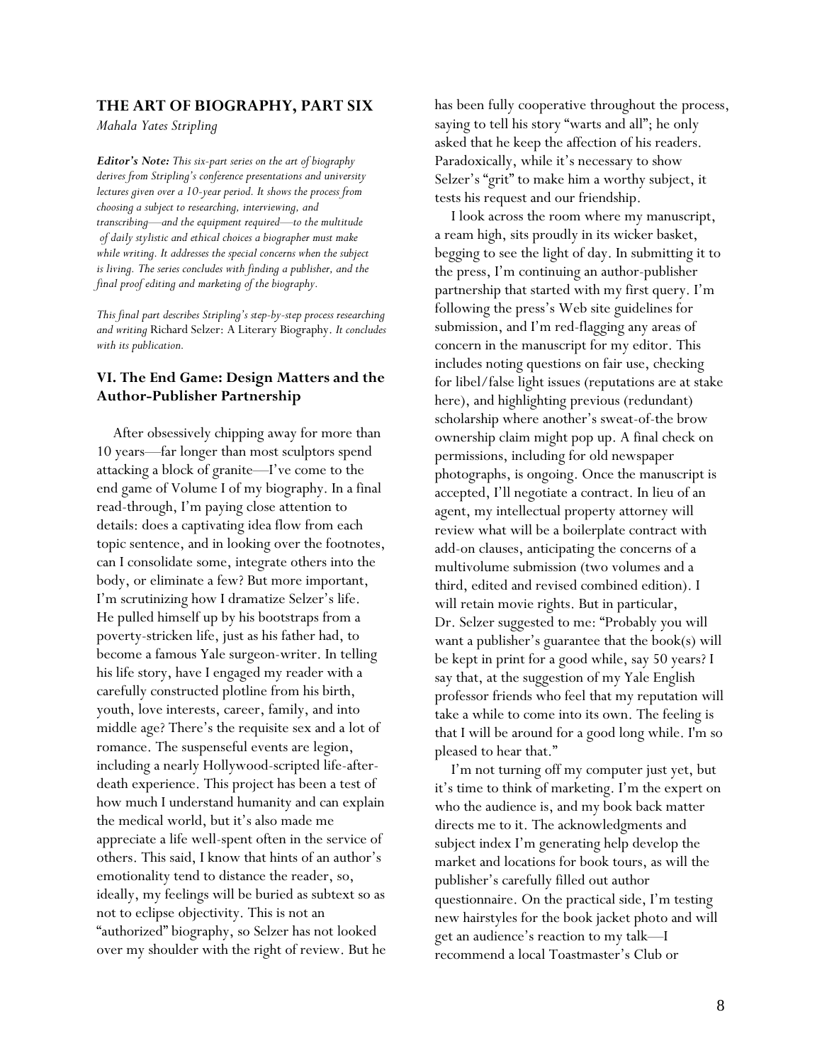## THE ART OF BIOGRAPHY, PART SIX

*Mahala Yates Stripling*

***Editor's Note:** This six-part series on the art of biography derives from Stripling's conference presentations and university lectures given over a 10-year period. It shows the process from choosing a subject to researching, interviewing, and transcribing—and the equipment required—to the multitude of daily stylistic and ethical choices a biographer must make while writing. It addresses the special concerns when the subject is living. The series concludes with finding a publisher, and the final proof editing and marketing of the biography.*

*This final part describes Stripling's step-by-step process researching and writing* Richard Selzer: A Literary Biography. *It concludes with its publication.*

### VI. The End Game: Design Matters and the Author-Publisher Partnership

After obsessively chipping away for more than 10 years—far longer than most sculptors spend attacking a block of granite—I've come to the end game of Volume I of my biography. In a final read-through, I'm paying close attention to details: does a captivating idea flow from each topic sentence, and in looking over the footnotes, can I consolidate some, integrate others into the body, or eliminate a few? But more important, I'm scrutinizing how I dramatize Selzer's life. He pulled himself up by his bootstraps from a poverty-stricken life, just as his father had, to become a famous Yale surgeon-writer. In telling his life story, have I engaged my reader with a carefully constructed plotline from his birth, youth, love interests, career, family, and into middle age? There's the requisite sex and a lot of romance. The suspenseful events are legion, including a nearly Hollywood-scripted life-after-death experience. This project has been a test of how much I understand humanity and can explain the medical world, but it's also made me appreciate a life well-spent often in the service of others. This said, I know that hints of an author's emotionality tend to distance the reader, so, ideally, my feelings will be buried as subtext so as not to eclipse objectivity. This is not an "authorized" biography, so Selzer has not looked over my shoulder with the right of review. But he has been fully cooperative throughout the process, saying to tell his story "warts and all"; he only asked that he keep the affection of his readers. Paradoxically, while it's necessary to show Selzer's "grit" to make him a worthy subject, it tests his request and our friendship.

I look across the room where my manuscript, a ream high, sits proudly in its wicker basket, begging to see the light of day. In submitting it to the press, I'm continuing an author-publisher partnership that started with my first query. I'm following the press's Web site guidelines for submission, and I'm red-flagging any areas of concern in the manuscript for my editor. This includes noting questions on fair use, checking for libel/false light issues (reputations are at stake here), and highlighting previous (redundant) scholarship where another's sweat-of-the brow ownership claim might pop up. A final check on permissions, including for old newspaper photographs, is ongoing. Once the manuscript is accepted, I'll negotiate a contract. In lieu of an agent, my intellectual property attorney will review what will be a boilerplate contract with add-on clauses, anticipating the concerns of a multivolume submission (two volumes and a third, edited and revised combined edition). I will retain movie rights. But in particular, Dr. Selzer suggested to me: "Probably you will want a publisher's guarantee that the book(s) will be kept in print for a good while, say 50 years? I say that, at the suggestion of my Yale English professor friends who feel that my reputation will take a while to come into its own. The feeling is that I will be around for a good long while. I'm so pleased to hear that."

I'm not turning off my computer just yet, but it's time to think of marketing. I'm the expert on who the audience is, and my book back matter directs me to it. The acknowledgments and subject index I'm generating help develop the market and locations for book tours, as will the publisher's carefully filled out author questionnaire. On the practical side, I'm testing new hairstyles for the book jacket photo and will get an audience's reaction to my talk—I recommend a local Toastmaster's Club or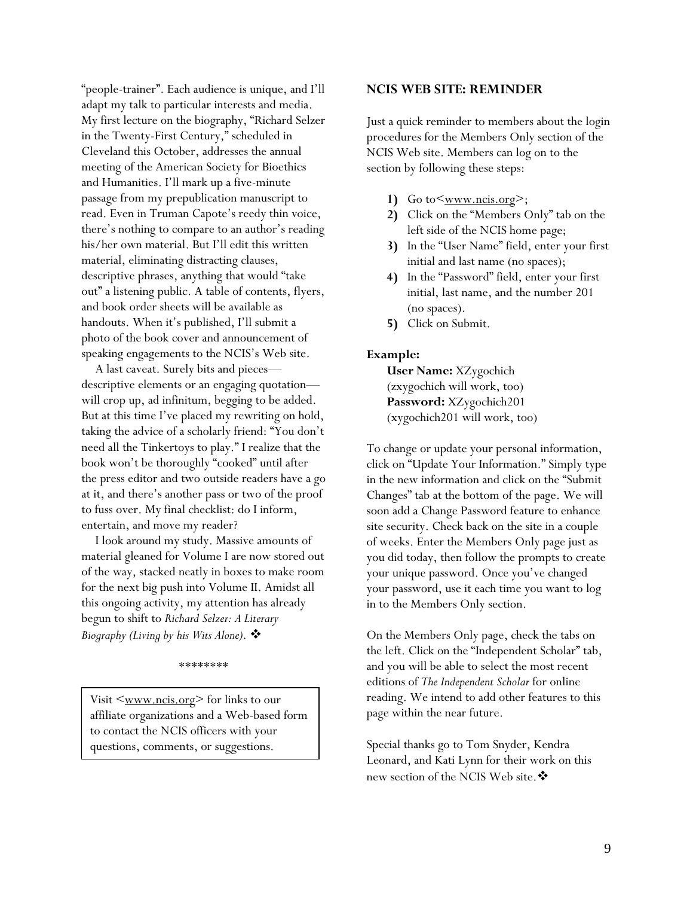"people-trainer". Each audience is unique, and I'll adapt my talk to particular interests and media. My first lecture on the biography, "Richard Selzer in the Twenty-First Century," scheduled in Cleveland this October, addresses the annual meeting of the American Society for Bioethics and Humanities. I'll mark up a five-minute passage from my prepublication manuscript to read. Even in Truman Capote's reedy thin voice, there's nothing to compare to an author's reading his/her own material. But I'll edit this written material, eliminating distracting clauses, descriptive phrases, anything that would "take out" a listening public. A table of contents, flyers, and book order sheets will be available as handouts. When it's published, I'll submit a photo of the book cover and announcement of speaking engagements to the NCIS's Web site.

A last caveat. Surely bits and pieces—descriptive elements or an engaging quotation—will crop up, ad infinitum, begging to be added. But at this time I've placed my rewriting on hold, taking the advice of a scholarly friend: "You don't need all the Tinkertoys to play." I realize that the book won't be thoroughly "cooked" until after the press editor and two outside readers have a go at it, and there's another pass or two of the proof to fuss over. My final checklist: do I inform, entertain, and move my reader?

I look around my study. Massive amounts of material gleaned for Volume I are now stored out of the way, stacked neatly in boxes to make room for the next big push into Volume II. Amidst all this ongoing activity, my attention has already begun to shift to *Richard Selzer: A Literary Biography (Living by his Wits Alone)*. ❖

********

Visit <www.ncis.org> for links to our affiliate organizations and a Web-based form to contact the NCIS officers with your questions, comments, or suggestions.

## NCIS WEB SITE: REMINDER

Just a quick reminder to members about the login procedures for the Members Only section of the NCIS Web site. Members can log on to the section by following these steps:

1) Go to<www.ncis.org>;
2) Click on the "Members Only" tab on the left side of the NCIS home page;
3) In the "User Name" field, enter your first initial and last name (no spaces);
4) In the "Password" field, enter your first initial, last name, and the number 201 (no spaces).
5) Click on Submit.

**Example:**

**User Name:** XZygochich (zxygochich will work, too)
**Password:** XZygochich201 (xygochich201 will work, too)

To change or update your personal information, click on "Update Your Information." Simply type in the new information and click on the "Submit Changes" tab at the bottom of the page. We will soon add a Change Password feature to enhance site security. Check back on the site in a couple of weeks. Enter the Members Only page just as you did today, then follow the prompts to create your unique password. Once you've changed your password, use it each time you want to log in to the Members Only section.

On the Members Only page, check the tabs on the left. Click on the "Independent Scholar" tab, and you will be able to select the most recent editions of *The Independent Scholar* for online reading. We intend to add other features to this page within the near future.

Special thanks go to Tom Snyder, Kendra Leonard, and Kati Lynn for their work on this new section of the NCIS Web site.❖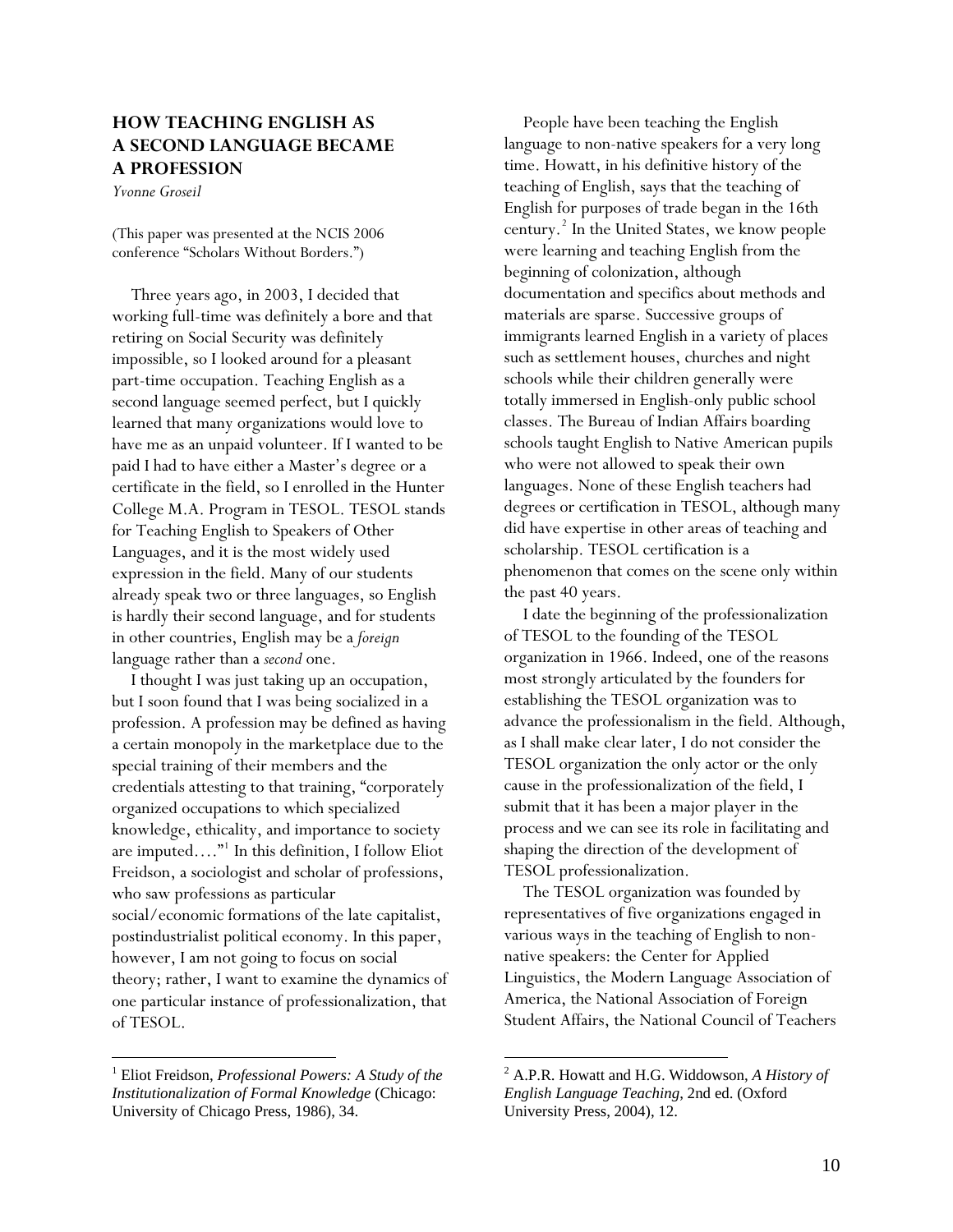## HOW TEACHING ENGLISH AS A SECOND LANGUAGE BECAME A PROFESSION

*Yvonne Groseil*

(This paper was presented at the NCIS 2006 conference "Scholars Without Borders.")

Three years ago, in 2003, I decided that working full-time was definitely a bore and that retiring on Social Security was definitely impossible, so I looked around for a pleasant part-time occupation. Teaching English as a second language seemed perfect, but I quickly learned that many organizations would love to have me as an unpaid volunteer. If I wanted to be paid I had to have either a Master's degree or a certificate in the field, so I enrolled in the Hunter College M.A. Program in TESOL. TESOL stands for Teaching English to Speakers of Other Languages, and it is the most widely used expression in the field. Many of our students already speak two or three languages, so English is hardly their second language, and for students in other countries, English may be a *foreign* language rather than a *second* one.

I thought I was just taking up an occupation, but I soon found that I was being socialized in a profession. A profession may be defined as having a certain monopoly in the marketplace due to the special training of their members and the credentials attesting to that training, "corporately organized occupations to which specialized knowledge, ethicality, and importance to society are imputed…."[1] In this definition, I follow Eliot Freidson, a sociologist and scholar of professions, who saw professions as particular social/economic formations of the late capitalist, postindustrialist political economy. In this paper, however, I am not going to focus on social theory; rather, I want to examine the dynamics of one particular instance of professionalization, that of TESOL.

People have been teaching the English language to non-native speakers for a very long time. Howatt, in his definitive history of the teaching of English, says that the teaching of English for purposes of trade began in the 16th century.[2] In the United States, we know people were learning and teaching English from the beginning of colonization, although documentation and specifics about methods and materials are sparse. Successive groups of immigrants learned English in a variety of places such as settlement houses, churches and night schools while their children generally were totally immersed in English-only public school classes. The Bureau of Indian Affairs boarding schools taught English to Native American pupils who were not allowed to speak their own languages. None of these English teachers had degrees or certification in TESOL, although many did have expertise in other areas of teaching and scholarship. TESOL certification is a phenomenon that comes on the scene only within the past 40 years.

I date the beginning of the professionalization of TESOL to the founding of the TESOL organization in 1966. Indeed, one of the reasons most strongly articulated by the founders for establishing the TESOL organization was to advance the professionalism in the field. Although, as I shall make clear later, I do not consider the TESOL organization the only actor or the only cause in the professionalization of the field, I submit that it has been a major player in the process and we can see its role in facilitating and shaping the direction of the development of TESOL professionalization.

The TESOL organization was founded by representatives of five organizations engaged in various ways in the teaching of English to non-native speakers: the Center for Applied Linguistics, the Modern Language Association of America, the National Association of Foreign Student Affairs, the National Council of Teachers

---

[1] Eliot Freidson, *Professional Powers: A Study of the Institutionalization of Formal Knowledge* (Chicago: University of Chicago Press, 1986), 34.

[2] A.P.R. Howatt and H.G. Widdowson, *A History of English Language Teaching*, 2nd ed. (Oxford University Press, 2004), 12.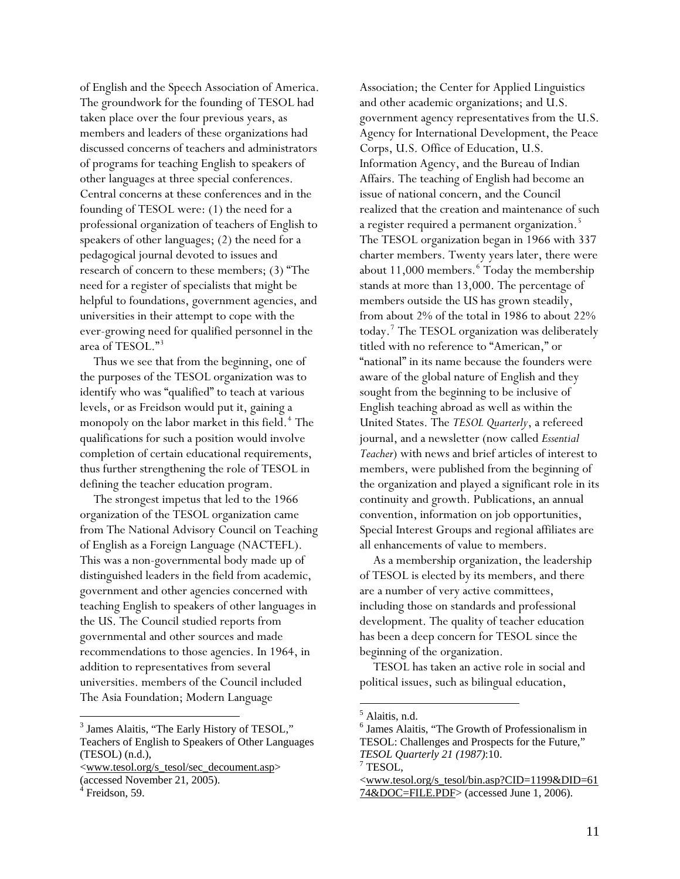of English and the Speech Association of America. The groundwork for the founding of TESOL had taken place over the four previous years, as members and leaders of these organizations had discussed concerns of teachers and administrators of programs for teaching English to speakers of other languages at three special conferences. Central concerns at these conferences and in the founding of TESOL were: (1) the need for a professional organization of teachers of English to speakers of other languages; (2) the need for a pedagogical journal devoted to issues and research of concern to these members; (3) "The need for a register of specialists that might be helpful to foundations, government agencies, and universities in their attempt to cope with the ever-growing need for qualified personnel in the area of TESOL."[3]

Thus we see that from the beginning, one of the purposes of the TESOL organization was to identify who was "qualified" to teach at various levels, or as Freidson would put it, gaining a monopoly on the labor market in this field.[4] The qualifications for such a position would involve completion of certain educational requirements, thus further strengthening the role of TESOL in defining the teacher education program.

The strongest impetus that led to the 1966 organization of the TESOL organization came from The National Advisory Council on Teaching of English as a Foreign Language (NACTEFL). This was a non-governmental body made up of distinguished leaders in the field from academic, government and other agencies concerned with teaching English to speakers of other languages in the US. The Council studied reports from governmental and other sources and made recommendations to those agencies. In 1964, in addition to representatives from several universities. members of the Council included The Asia Foundation; Modern Language Association; the Center for Applied Linguistics and other academic organizations; and U.S. government agency representatives from the U.S. Agency for International Development, the Peace Corps, U.S. Office of Education, U.S. Information Agency, and the Bureau of Indian Affairs. The teaching of English had become an issue of national concern, and the Council realized that the creation and maintenance of such a register required a permanent organization.[5] The TESOL organization began in 1966 with 337 charter members. Twenty years later, there were about 11,000 members.[6] Today the membership stands at more than 13,000. The percentage of members outside the US has grown steadily, from about 2% of the total in 1986 to about 22% today.[7] The TESOL organization was deliberately titled with no reference to "American," or "national" in its name because the founders were aware of the global nature of English and they sought from the beginning to be inclusive of English teaching abroad as well as within the United States. The *TESOL Quarterly*, a refereed journal, and a newsletter (now called *Essential Teacher*) with news and brief articles of interest to members, were published from the beginning of the organization and played a significant role in its continuity and growth. Publications, an annual convention, information on job opportunities, Special Interest Groups and regional affiliates are all enhancements of value to members.

As a membership organization, the leadership of TESOL is elected by its members, and there are a number of very active committees, including those on standards and professional development. The quality of teacher education has been a deep concern for TESOL since the beginning of the organization.

TESOL has taken an active role in social and political issues, such as bilingual education,

---

[3] James Alaitis, "The Early History of TESOL," Teachers of English to Speakers of Other Languages (TESOL) (n.d.), <www.tesol.org/s_tesol/sec_decoument.asp> (accessed November 21, 2005).

[4] Freidson, 59.

[5] Alaitis, n.d.

[6] James Alaitis, "The Growth of Professionalism in TESOL: Challenges and Prospects for the Future," *TESOL Quarterly 21 (1987)*:10.

[7] TESOL, <www.tesol.org/s_tesol/bin.asp?CID=1199&DID=6174&DOC=FILE.PDF> (accessed June 1, 2006).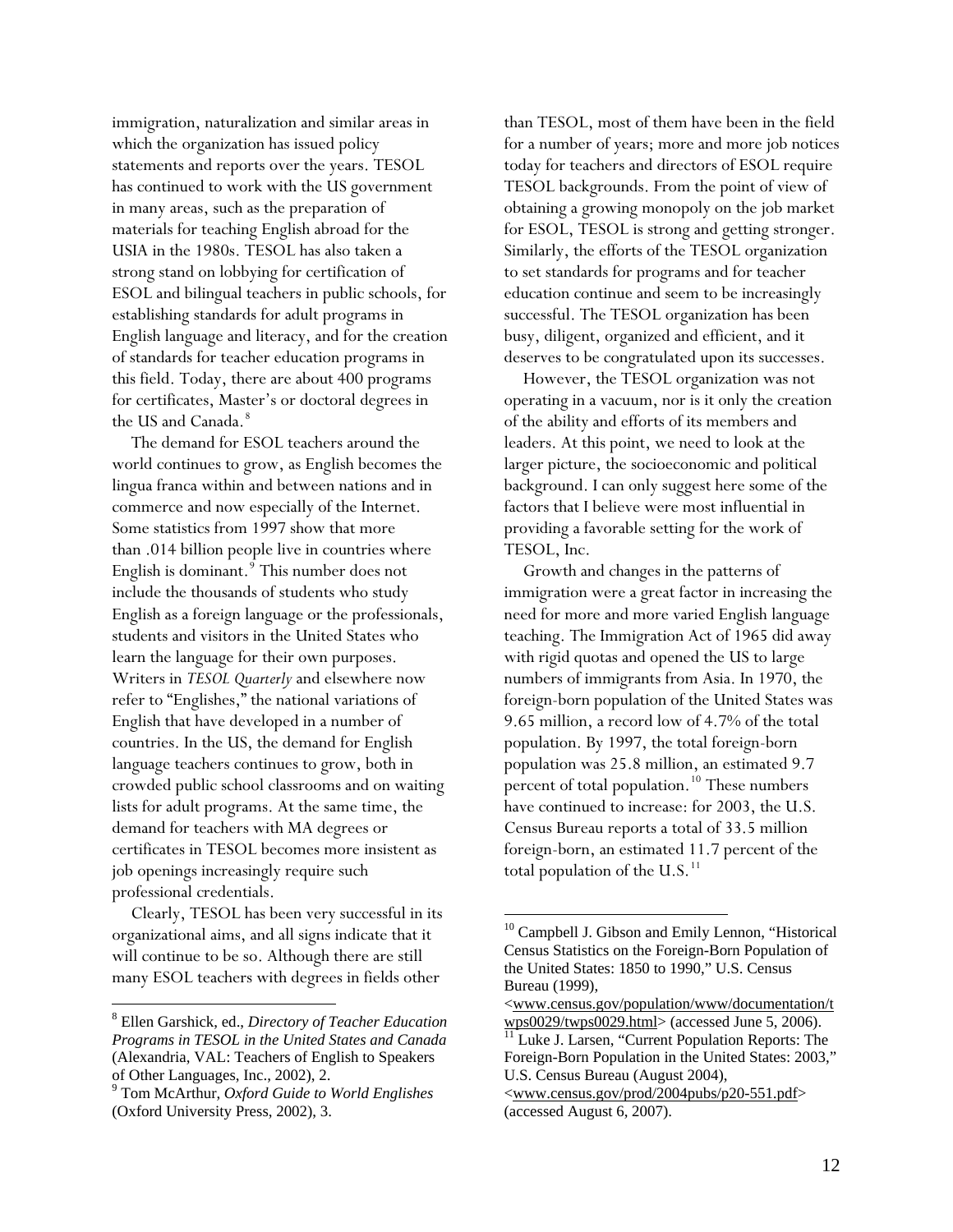immigration, naturalization and similar areas in which the organization has issued policy statements and reports over the years. TESOL has continued to work with the US government in many areas, such as the preparation of materials for teaching English abroad for the USIA in the 1980s. TESOL has also taken a strong stand on lobbying for certification of ESOL and bilingual teachers in public schools, for establishing standards for adult programs in English language and literacy, and for the creation of standards for teacher education programs in this field. Today, there are about 400 programs for certificates, Master's or doctoral degrees in the US and Canada.[8]

The demand for ESOL teachers around the world continues to grow, as English becomes the lingua franca within and between nations and in commerce and now especially of the Internet. Some statistics from 1997 show that more than .014 billion people live in countries where English is dominant.[9] This number does not include the thousands of students who study English as a foreign language or the professionals, students and visitors in the United States who learn the language for their own purposes. Writers in *TESOL Quarterly* and elsewhere now refer to "Englishes," the national variations of English that have developed in a number of countries. In the US, the demand for English language teachers continues to grow, both in crowded public school classrooms and on waiting lists for adult programs. At the same time, the demand for teachers with MA degrees or certificates in TESOL becomes more insistent as job openings increasingly require such professional credentials.

Clearly, TESOL has been very successful in its organizational aims, and all signs indicate that it will continue to be so. Although there are still many ESOL teachers with degrees in fields other than TESOL, most of them have been in the field for a number of years; more and more job notices today for teachers and directors of ESOL require TESOL backgrounds. From the point of view of obtaining a growing monopoly on the job market for ESOL, TESOL is strong and getting stronger. Similarly, the efforts of the TESOL organization to set standards for programs and for teacher education continue and seem to be increasingly successful. The TESOL organization has been busy, diligent, organized and efficient, and it deserves to be congratulated upon its successes.

However, the TESOL organization was not operating in a vacuum, nor is it only the creation of the ability and efforts of its members and leaders. At this point, we need to look at the larger picture, the socioeconomic and political background. I can only suggest here some of the factors that I believe were most influential in providing a favorable setting for the work of TESOL, Inc.

Growth and changes in the patterns of immigration were a great factor in increasing the need for more and more varied English language teaching. The Immigration Act of 1965 did away with rigid quotas and opened the US to large numbers of immigrants from Asia. In 1970, the foreign-born population of the United States was 9.65 million, a record low of 4.7% of the total population. By 1997, the total foreign-born population was 25.8 million, an estimated 9.7 percent of total population.[10] These numbers have continued to increase: for 2003, the U.S. Census Bureau reports a total of 33.5 million foreign-born, an estimated 11.7 percent of the total population of the U.S.[11]

---

[8] Ellen Garshick, ed., *Directory of Teacher Education Programs in TESOL in the United States and Canada* (Alexandria, VAL: Teachers of English to Speakers of Other Languages, Inc., 2002), 2.

[9] Tom McArthur, *Oxford Guide to World Englishes* (Oxford University Press, 2002), 3.

[10] Campbell J. Gibson and Emily Lennon, "Historical Census Statistics on the Foreign-Born Population of the United States: 1850 to 1990," U.S. Census Bureau (1999), <www.census.gov/population/www/documentation/twps0029/twps0029.html> (accessed June 5, 2006).

[11] Luke J. Larsen, "Current Population Reports: The Foreign-Born Population in the United States: 2003," U.S. Census Bureau (August 2004), <www.census.gov/prod/2004pubs/p20-551.pdf> (accessed August 6, 2007).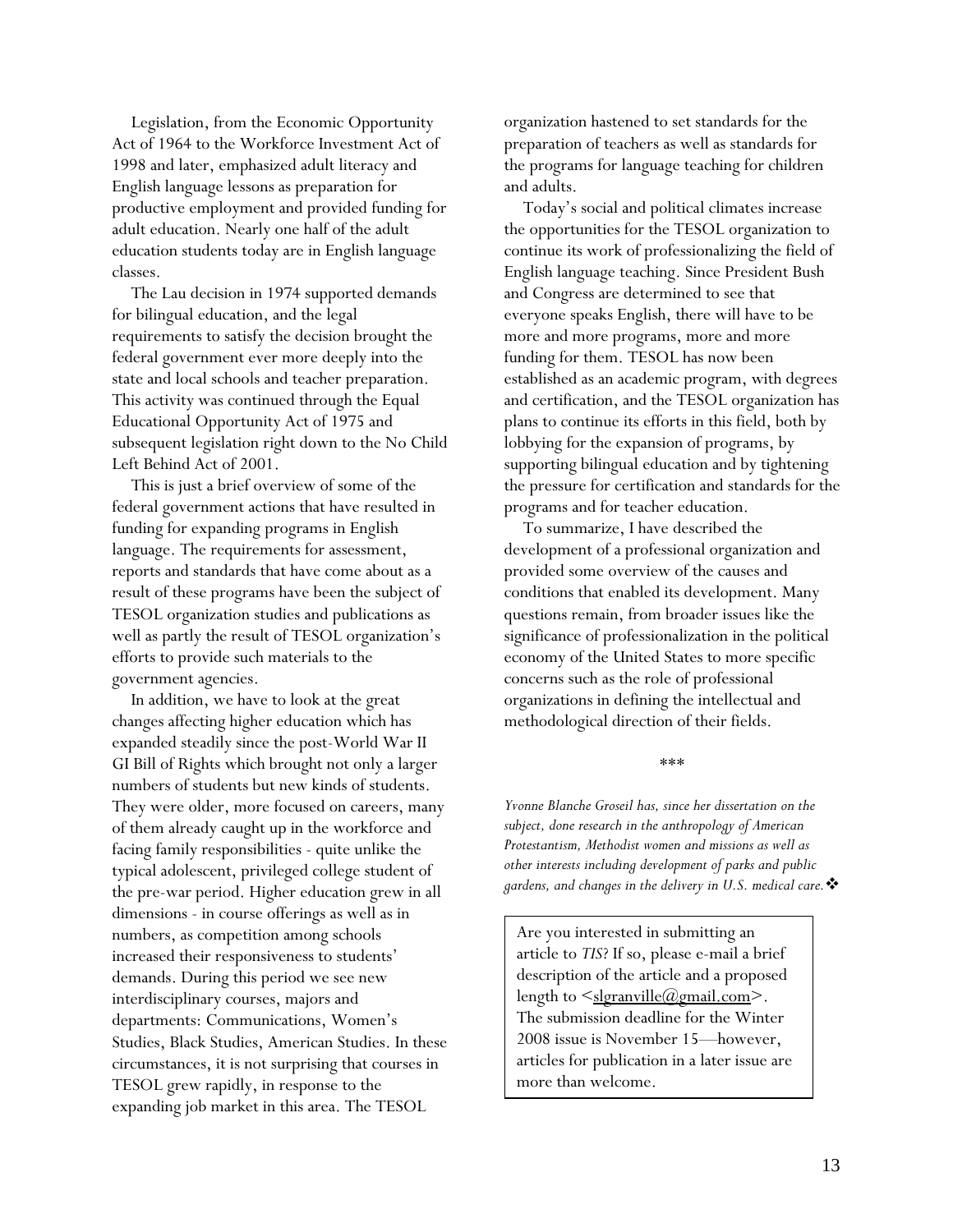Legislation, from the Economic Opportunity Act of 1964 to the Workforce Investment Act of 1998 and later, emphasized adult literacy and English language lessons as preparation for productive employment and provided funding for adult education. Nearly one half of the adult education students today are in English language classes.

The Lau decision in 1974 supported demands for bilingual education, and the legal requirements to satisfy the decision brought the federal government ever more deeply into the state and local schools and teacher preparation. This activity was continued through the Equal Educational Opportunity Act of 1975 and subsequent legislation right down to the No Child Left Behind Act of 2001.

This is just a brief overview of some of the federal government actions that have resulted in funding for expanding programs in English language. The requirements for assessment, reports and standards that have come about as a result of these programs have been the subject of TESOL organization studies and publications as well as partly the result of TESOL organization's efforts to provide such materials to the government agencies.

In addition, we have to look at the great changes affecting higher education which has expanded steadily since the post-World War II GI Bill of Rights which brought not only a larger numbers of students but new kinds of students. They were older, more focused on careers, many of them already caught up in the workforce and facing family responsibilities - quite unlike the typical adolescent, privileged college student of the pre-war period. Higher education grew in all dimensions - in course offerings as well as in numbers, as competition among schools increased their responsiveness to students' demands. During this period we see new interdisciplinary courses, majors and departments: Communications, Women's Studies, Black Studies, American Studies. In these circumstances, it is not surprising that courses in TESOL grew rapidly, in response to the expanding job market in this area. The TESOL organization hastened to set standards for the preparation of teachers as well as standards for the programs for language teaching for children and adults.

Today's social and political climates increase the opportunities for the TESOL organization to continue its work of professionalizing the field of English language teaching. Since President Bush and Congress are determined to see that everyone speaks English, there will have to be more and more programs, more and more funding for them. TESOL has now been established as an academic program, with degrees and certification, and the TESOL organization has plans to continue its efforts in this field, both by lobbying for the expansion of programs, by supporting bilingual education and by tightening the pressure for certification and standards for the programs and for teacher education.

To summarize, I have described the development of a professional organization and provided some overview of the causes and conditions that enabled its development. Many questions remain, from broader issues like the significance of professionalization in the political economy of the United States to more specific concerns such as the role of professional organizations in defining the intellectual and methodological direction of their fields.

***

*Yvonne Blanche Groseil has, since her dissertation on the subject, done research in the anthropology of American Protestantism, Methodist women and missions as well as other interests including development of parks and public gardens, and changes in the delivery in U.S. medical care.* ❖

Are you interested in submitting an article to *TIS*? If so, please e-mail a brief description of the article and a proposed length to <slgranville@gmail.com>. The submission deadline for the Winter 2008 issue is November 15—however, articles for publication in a later issue are more than welcome.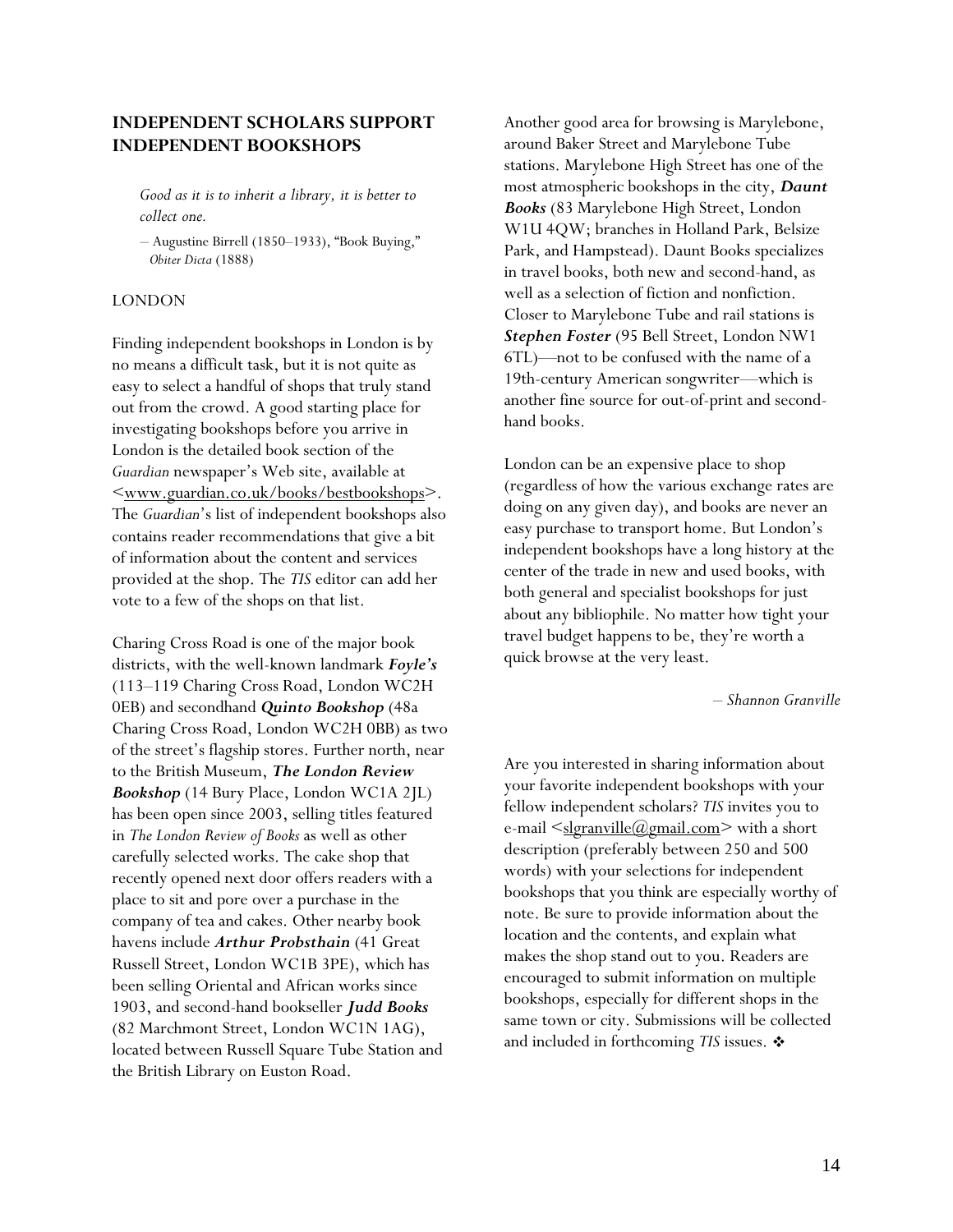## INDEPENDENT SCHOLARS SUPPORT INDEPENDENT BOOKSHOPS

> *Good as it is to inherit a library, it is better to collect one.*
>
> – Augustine Birrell (1850–1933), "Book Buying," *Obiter Dicta* (1888)

LONDON

Finding independent bookshops in London is by no means a difficult task, but it is not quite as easy to select a handful of shops that truly stand out from the crowd. A good starting place for investigating bookshops before you arrive in London is the detailed book section of the *Guardian* newspaper's Web site, available at <www.guardian.co.uk/books/bestbookshops>. The *Guardian*'s list of independent bookshops also contains reader recommendations that give a bit of information about the content and services provided at the shop. The *TIS* editor can add her vote to a few of the shops on that list.

Charing Cross Road is one of the major book districts, with the well-known landmark ***Foyle's*** (113–119 Charing Cross Road, London WC2H 0EB) and secondhand ***Quinto Bookshop*** (48a Charing Cross Road, London WC2H 0BB) as two of the street's flagship stores. Further north, near to the British Museum, ***The London Review Bookshop*** (14 Bury Place, London WC1A 2JL) has been open since 2003, selling titles featured in *The London Review of Books* as well as other carefully selected works. The cake shop that recently opened next door offers readers with a place to sit and pore over a purchase in the company of tea and cakes. Other nearby book havens include ***Arthur Probsthain*** (41 Great Russell Street, London WC1B 3PE), which has been selling Oriental and African works since 1903, and second-hand bookseller ***Judd Books*** (82 Marchmont Street, London WC1N 1AG), located between Russell Square Tube Station and the British Library on Euston Road.

Another good area for browsing is Marylebone, around Baker Street and Marylebone Tube stations. Marylebone High Street has one of the most atmospheric bookshops in the city, ***Daunt Books*** (83 Marylebone High Street, London W1U 4QW; branches in Holland Park, Belsize Park, and Hampstead). Daunt Books specializes in travel books, both new and second-hand, as well as a selection of fiction and nonfiction. Closer to Marylebone Tube and rail stations is ***Stephen Foster*** (95 Bell Street, London NW1 6TL)—not to be confused with the name of a 19th-century American songwriter—which is another fine source for out-of-print and second-hand books.

London can be an expensive place to shop (regardless of how the various exchange rates are doing on any given day), and books are never an easy purchase to transport home. But London's independent bookshops have a long history at the center of the trade in new and used books, with both general and specialist bookshops for just about any bibliophile. No matter how tight your travel budget happens to be, they're worth a quick browse at the very least.

*– Shannon Granville*

Are you interested in sharing information about your favorite independent bookshops with your fellow independent scholars? *TIS* invites you to e-mail <slgranville@gmail.com> with a short description (preferably between 250 and 500 words) with your selections for independent bookshops that you think are especially worthy of note. Be sure to provide information about the location and the contents, and explain what makes the shop stand out to you. Readers are encouraged to submit information on multiple bookshops, especially for different shops in the same town or city. Submissions will be collected and included in forthcoming *TIS* issues. ❖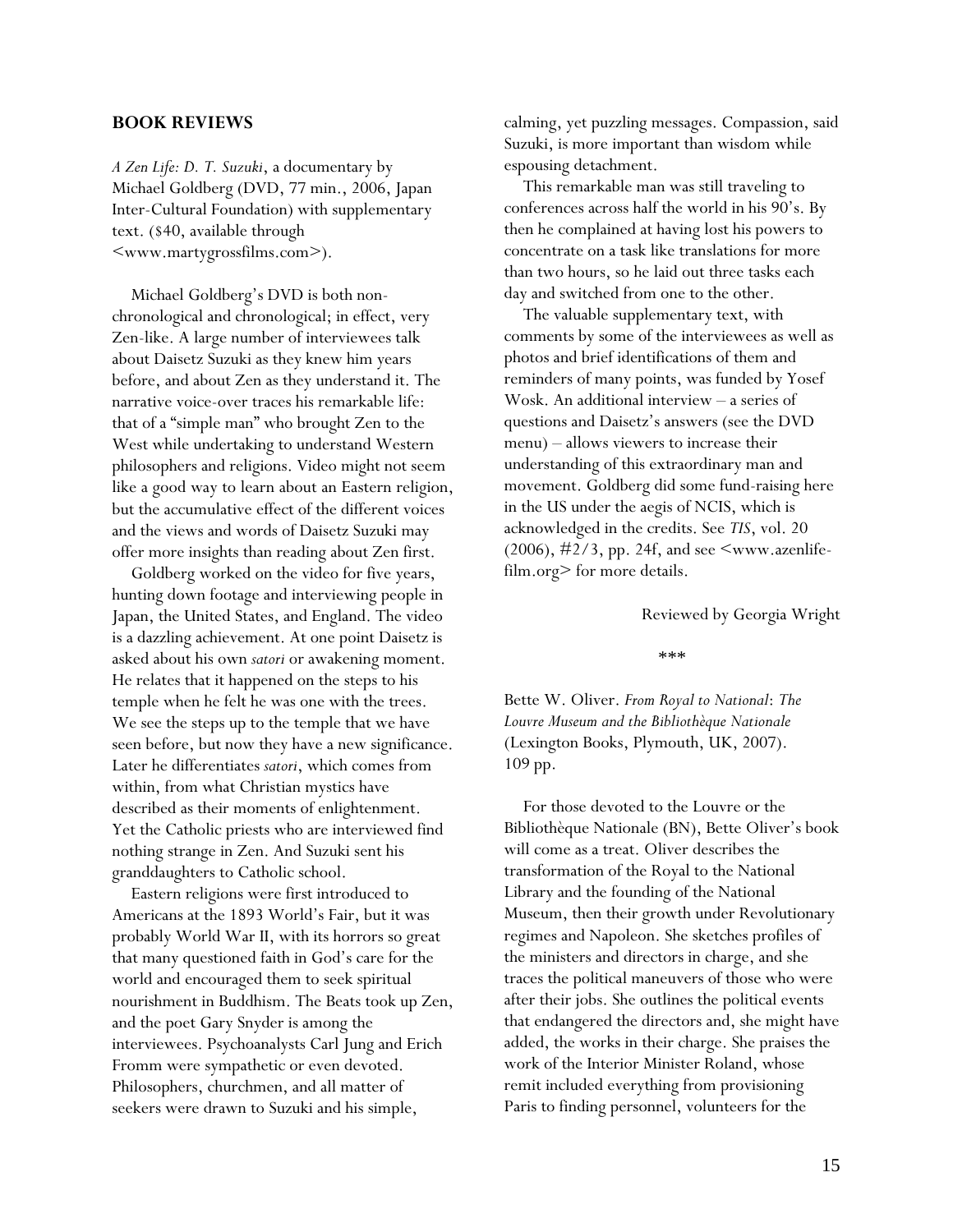## BOOK REVIEWS

*A Zen Life: D. T. Suzuki*, a documentary by Michael Goldberg (DVD, 77 min., 2006, Japan Inter-Cultural Foundation) with supplementary text. ($40, available through <www.martygrossfilms.com>).

Michael Goldberg's DVD is both non-chronological and chronological; in effect, very Zen-like. A large number of interviewees talk about Daisetz Suzuki as they knew him years before, and about Zen as they understand it. The narrative voice-over traces his remarkable life: that of a "simple man" who brought Zen to the West while undertaking to understand Western philosophers and religions. Video might not seem like a good way to learn about an Eastern religion, but the accumulative effect of the different voices and the views and words of Daisetz Suzuki may offer more insights than reading about Zen first.

Goldberg worked on the video for five years, hunting down footage and interviewing people in Japan, the United States, and England. The video is a dazzling achievement. At one point Daisetz is asked about his own *satori* or awakening moment. He relates that it happened on the steps to his temple when he felt he was one with the trees. We see the steps up to the temple that we have seen before, but now they have a new significance. Later he differentiates *satori*, which comes from within, from what Christian mystics have described as their moments of enlightenment. Yet the Catholic priests who are interviewed find nothing strange in Zen. And Suzuki sent his granddaughters to Catholic school.

Eastern religions were first introduced to Americans at the 1893 World's Fair, but it was probably World War II, with its horrors so great that many questioned faith in God's care for the world and encouraged them to seek spiritual nourishment in Buddhism. The Beats took up Zen, and the poet Gary Snyder is among the interviewees. Psychoanalysts Carl Jung and Erich Fromm were sympathetic or even devoted. Philosophers, churchmen, and all matter of seekers were drawn to Suzuki and his simple, calming, yet puzzling messages. Compassion, said Suzuki, is more important than wisdom while espousing detachment.

This remarkable man was still traveling to conferences across half the world in his 90's. By then he complained at having lost his powers to concentrate on a task like translations for more than two hours, so he laid out three tasks each day and switched from one to the other.

The valuable supplementary text, with comments by some of the interviewees as well as photos and brief identifications of them and reminders of many points, was funded by Yosef Wosk. An additional interview – a series of questions and Daisetz's answers (see the DVD menu) – allows viewers to increase their understanding of this extraordinary man and movement. Goldberg did some fund-raising here in the US under the aegis of NCIS, which is acknowledged in the credits. See *TIS*, vol. 20 (2006), #2/3, pp. 24f, and see <www.azenlife-film.org> for more details.

Reviewed by Georgia Wright

\*\*\*

Bette W. Oliver. *From Royal to National*: *The Louvre Museum and the Bibliothèque Nationale* (Lexington Books, Plymouth, UK, 2007). 109 pp.

For those devoted to the Louvre or the Bibliothèque Nationale (BN), Bette Oliver's book will come as a treat. Oliver describes the transformation of the Royal to the National Library and the founding of the National Museum, then their growth under Revolutionary regimes and Napoleon. She sketches profiles of the ministers and directors in charge, and she traces the political maneuvers of those who were after their jobs. She outlines the political events that endangered the directors and, she might have added, the works in their charge. She praises the work of the Interior Minister Roland, whose remit included everything from provisioning Paris to finding personnel, volunteers for the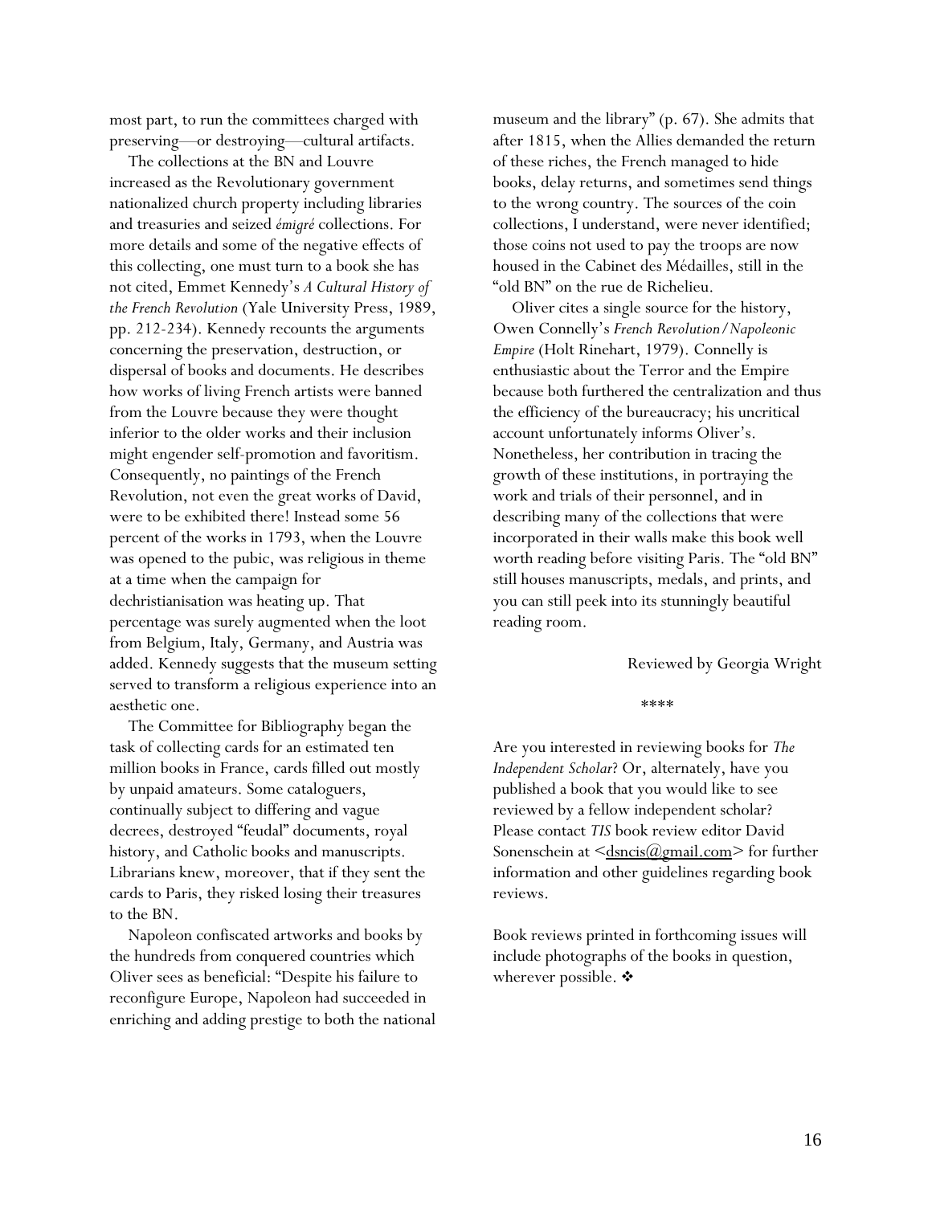most part, to run the committees charged with preserving—or destroying—cultural artifacts.

The collections at the BN and Louvre increased as the Revolutionary government nationalized church property including libraries and treasuries and seized *émigré* collections. For more details and some of the negative effects of this collecting, one must turn to a book she has not cited, Emmet Kennedy's *A Cultural History of the French Revolution* (Yale University Press, 1989, pp. 212-234). Kennedy recounts the arguments concerning the preservation, destruction, or dispersal of books and documents. He describes how works of living French artists were banned from the Louvre because they were thought inferior to the older works and their inclusion might engender self-promotion and favoritism. Consequently, no paintings of the French Revolution, not even the great works of David, were to be exhibited there! Instead some 56 percent of the works in 1793, when the Louvre was opened to the pubic, was religious in theme at a time when the campaign for dechristianisation was heating up. That percentage was surely augmented when the loot from Belgium, Italy, Germany, and Austria was added. Kennedy suggests that the museum setting served to transform a religious experience into an aesthetic one.

The Committee for Bibliography began the task of collecting cards for an estimated ten million books in France, cards filled out mostly by unpaid amateurs. Some cataloguers, continually subject to differing and vague decrees, destroyed "feudal" documents, royal history, and Catholic books and manuscripts. Librarians knew, moreover, that if they sent the cards to Paris, they risked losing their treasures to the BN.

Napoleon confiscated artworks and books by the hundreds from conquered countries which Oliver sees as beneficial: "Despite his failure to reconfigure Europe, Napoleon had succeeded in enriching and adding prestige to both the national museum and the library" (p. 67). She admits that after 1815, when the Allies demanded the return of these riches, the French managed to hide books, delay returns, and sometimes send things to the wrong country. The sources of the coin collections, I understand, were never identified; those coins not used to pay the troops are now housed in the Cabinet des Médailles, still in the "old BN" on the rue de Richelieu.

Oliver cites a single source for the history, Owen Connelly's *French Revolution/Napoleonic Empire* (Holt Rinehart, 1979). Connelly is enthusiastic about the Terror and the Empire because both furthered the centralization and thus the efficiency of the bureaucracy; his uncritical account unfortunately informs Oliver's. Nonetheless, her contribution in tracing the growth of these institutions, in portraying the work and trials of their personnel, and in describing many of the collections that were incorporated in their walls make this book well worth reading before visiting Paris. The "old BN" still houses manuscripts, medals, and prints, and you can still peek into its stunningly beautiful reading room.

Reviewed by Georgia Wright

****

Are you interested in reviewing books for *The Independent Scholar*? Or, alternately, have you published a book that you would like to see reviewed by a fellow independent scholar? Please contact *TIS* book review editor David Sonenschein at <dsncis@gmail.com> for further information and other guidelines regarding book reviews.

Book reviews printed in forthcoming issues will include photographs of the books in question, wherever possible. ❖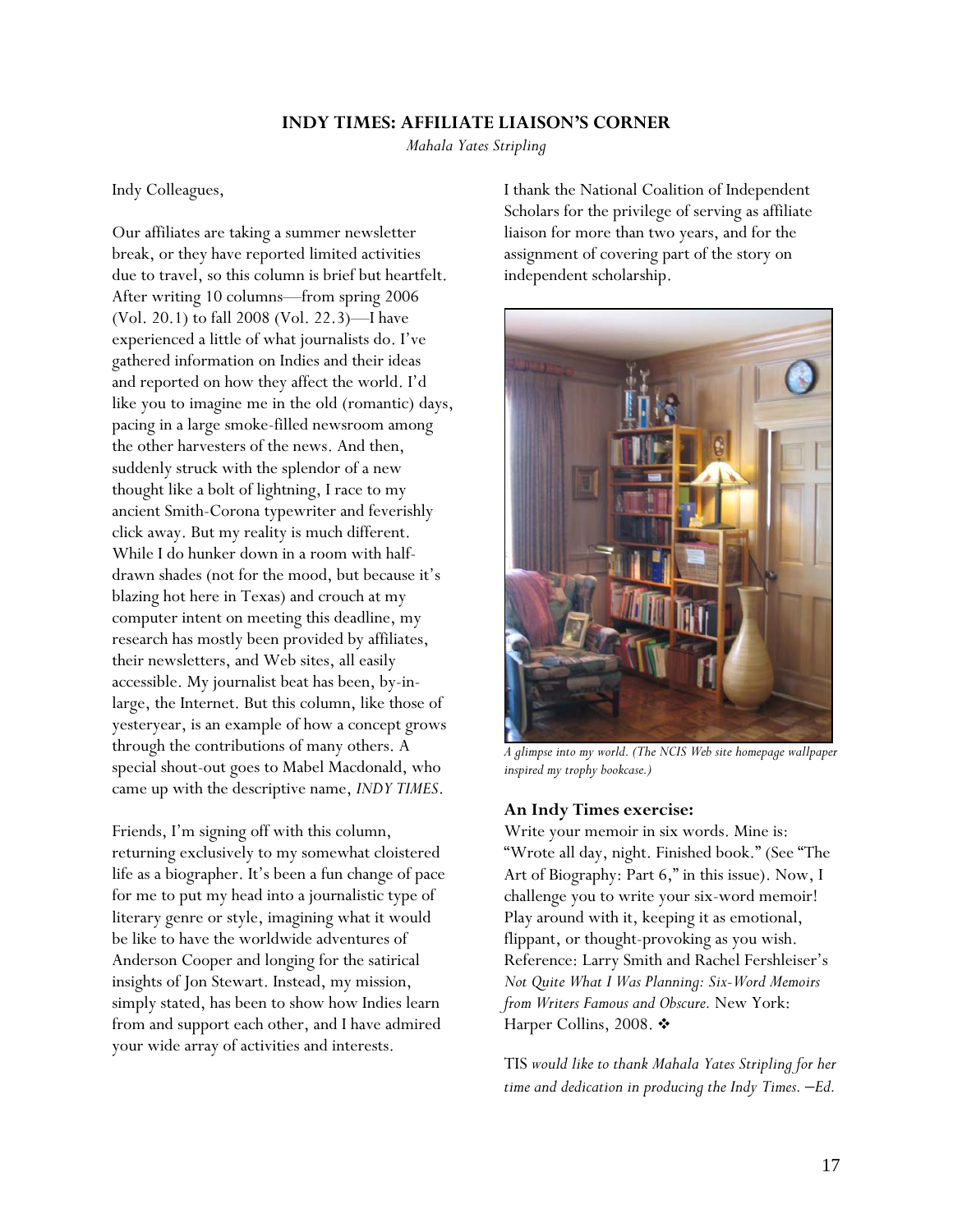## INDY TIMES: AFFILIATE LIAISON'S CORNER

*Mahala Yates Stripling*

Indy Colleagues,

Our affiliates are taking a summer newsletter break, or they have reported limited activities due to travel, so this column is brief but heartfelt. After writing 10 columns—from spring 2006 (Vol. 20.1) to fall 2008 (Vol. 22.3)—I have experienced a little of what journalists do. I've gathered information on Indies and their ideas and reported on how they affect the world. I'd like you to imagine me in the old (romantic) days, pacing in a large smoke-filled newsroom among the other harvesters of the news. And then, suddenly struck with the splendor of a new thought like a bolt of lightning, I race to my ancient Smith-Corona typewriter and feverishly click away. But my reality is much different. While I do hunker down in a room with half-drawn shades (not for the mood, but because it's blazing hot here in Texas) and crouch at my computer intent on meeting this deadline, my research has mostly been provided by affiliates, their newsletters, and Web sites, all easily accessible. My journalist beat has been, by-in-large, the Internet. But this column, like those of yesteryear, is an example of how a concept grows through the contributions of many others. A special shout-out goes to Mabel Macdonald, who came up with the descriptive name, *INDY TIMES*.

Friends, I'm signing off with this column, returning exclusively to my somewhat cloistered life as a biographer. It's been a fun change of pace for me to put my head into a journalistic type of literary genre or style, imagining what it would be like to have the worldwide adventures of Anderson Cooper and longing for the satirical insights of Jon Stewart. Instead, my mission, simply stated, has been to show how Indies learn from and support each other, and I have admired your wide array of activities and interests.

I thank the National Coalition of Independent Scholars for the privilege of serving as affiliate liaison for more than two years, and for the assignment of covering part of the story on independent scholarship.

*A glimpse into my world. (The NCIS Web site homepage wallpaper inspired my trophy bookcase.)*

### An Indy Times exercise:

Write your memoir in six words. Mine is: "Wrote all day, night. Finished book." (See "The Art of Biography: Part 6," in this issue). Now, I challenge you to write your six-word memoir! Play around with it, keeping it as emotional, flippant, or thought-provoking as you wish. Reference: Larry Smith and Rachel Fershleiser's *Not Quite What I Was Planning: Six-Word Memoirs from Writers Famous and Obscure.* New York: Harper Collins, 2008. ❖

TIS *would like to thank Mahala Yates Stripling for her time and dedication in producing the Indy Times. –Ed.*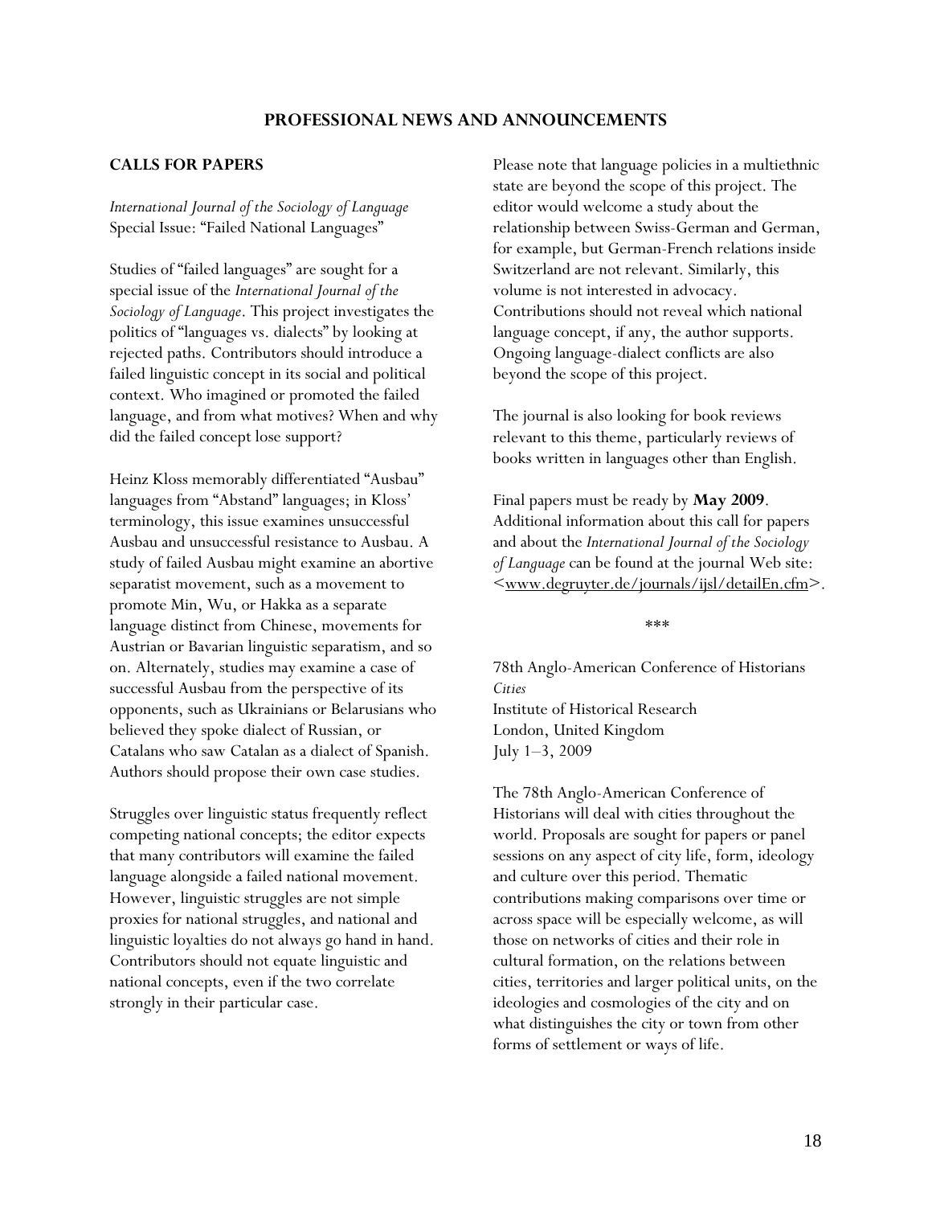## PROFESSIONAL NEWS AND ANNOUNCEMENTS

### CALLS FOR PAPERS

*International Journal of the Sociology of Language*
Special Issue: "Failed National Languages"

Studies of "failed languages" are sought for a special issue of the *International Journal of the Sociology of Language*. This project investigates the politics of "languages vs. dialects" by looking at rejected paths. Contributors should introduce a failed linguistic concept in its social and political context. Who imagined or promoted the failed language, and from what motives? When and why did the failed concept lose support?

Heinz Kloss memorably differentiated "Ausbau" languages from "Abstand" languages; in Kloss' terminology, this issue examines unsuccessful Ausbau and unsuccessful resistance to Ausbau. A study of failed Ausbau might examine an abortive separatist movement, such as a movement to promote Min, Wu, or Hakka as a separate language distinct from Chinese, movements for Austrian or Bavarian linguistic separatism, and so on. Alternately, studies may examine a case of successful Ausbau from the perspective of its opponents, such as Ukrainians or Belarusians who believed they spoke dialect of Russian, or Catalans who saw Catalan as a dialect of Spanish. Authors should propose their own case studies.

Struggles over linguistic status frequently reflect competing national concepts; the editor expects that many contributors will examine the failed language alongside a failed national movement. However, linguistic struggles are not simple proxies for national struggles, and national and linguistic loyalties do not always go hand in hand. Contributors should not equate linguistic and national concepts, even if the two correlate strongly in their particular case.

Please note that language policies in a multiethnic state are beyond the scope of this project. The editor would welcome a study about the relationship between Swiss-German and German, for example, but German-French relations inside Switzerland are not relevant. Similarly, this volume is not interested in advocacy. Contributions should not reveal which national language concept, if any, the author supports. Ongoing language-dialect conflicts are also beyond the scope of this project.

The journal is also looking for book reviews relevant to this theme, particularly reviews of books written in languages other than English.

Final papers must be ready by **May 2009**. Additional information about this call for papers and about the *International Journal of the Sociology of Language* can be found at the journal Web site: <www.degruyter.de/journals/ijsl/detailEn.cfm>.

\*\*\*

78th Anglo-American Conference of Historians
*Cities*
Institute of Historical Research
London, United Kingdom
July 1–3, 2009

The 78th Anglo-American Conference of Historians will deal with cities throughout the world. Proposals are sought for papers or panel sessions on any aspect of city life, form, ideology and culture over this period. Thematic contributions making comparisons over time or across space will be especially welcome, as will those on networks of cities and their role in cultural formation, on the relations between cities, territories and larger political units, on the ideologies and cosmologies of the city and on what distinguishes the city or town from other forms of settlement or ways of life.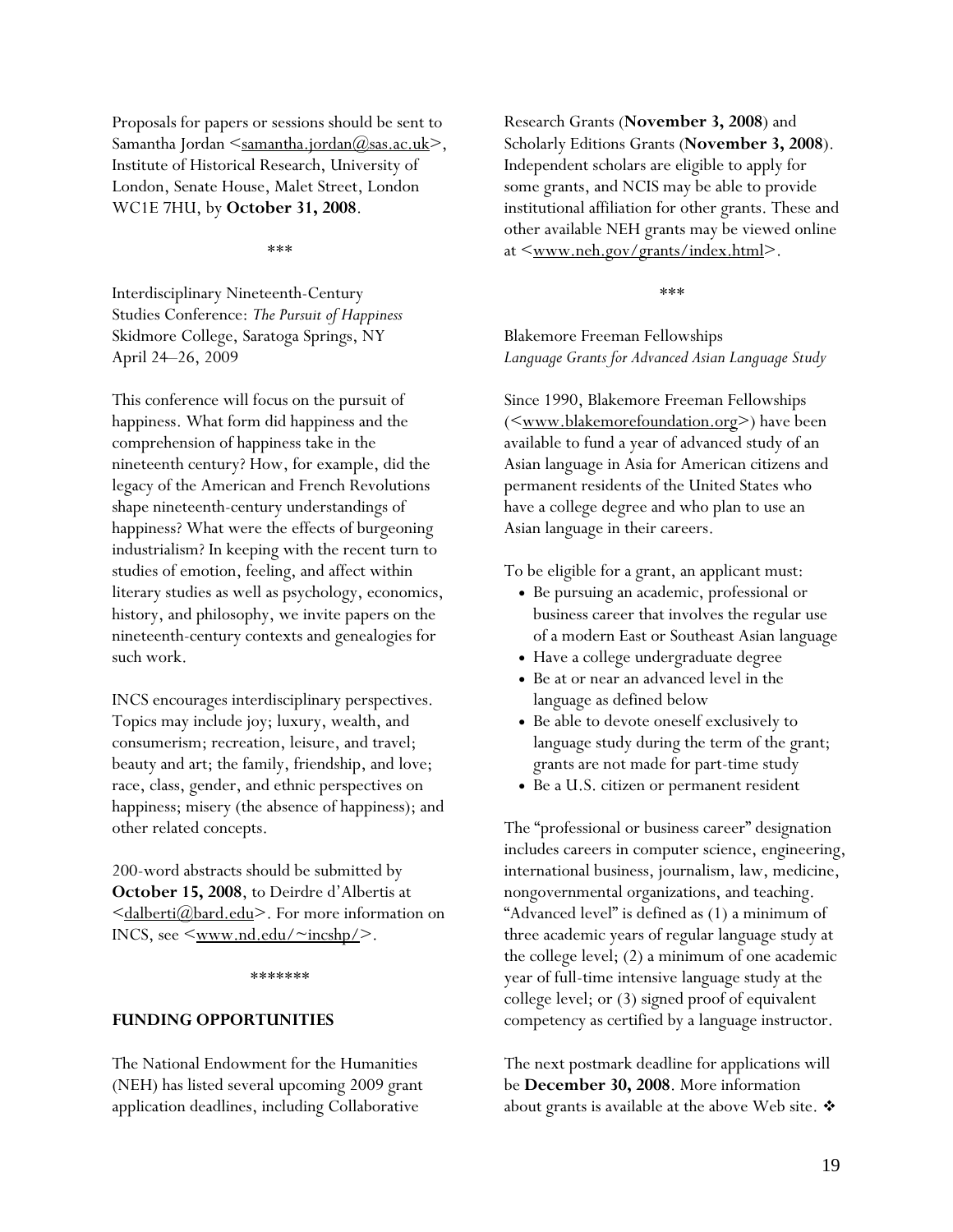Proposals for papers or sessions should be sent to Samantha Jordan <samantha.jordan@sas.ac.uk>, Institute of Historical Research, University of London, Senate House, Malet Street, London WC1E 7HU, by **October 31, 2008**.

\*\*\*

Interdisciplinary Nineteenth-Century Studies Conference: *The Pursuit of Happiness*
Skidmore College, Saratoga Springs, NY
April 24–26, 2009

This conference will focus on the pursuit of happiness. What form did happiness and the comprehension of happiness take in the nineteenth century? How, for example, did the legacy of the American and French Revolutions shape nineteenth-century understandings of happiness? What were the effects of burgeoning industrialism? In keeping with the recent turn to studies of emotion, feeling, and affect within literary studies as well as psychology, economics, history, and philosophy, we invite papers on the nineteenth-century contexts and genealogies for such work.

INCS encourages interdisciplinary perspectives. Topics may include joy; luxury, wealth, and consumerism; recreation, leisure, and travel; beauty and art; the family, friendship, and love; race, class, gender, and ethnic perspectives on happiness; misery (the absence of happiness); and other related concepts.

200-word abstracts should be submitted by **October 15, 2008**, to Deirdre d'Albertis at <dalberti@bard.edu>. For more information on INCS, see <www.nd.edu/~incshp/>.

\*\*\*\*\*\*\*

## FUNDING OPPORTUNITIES

The National Endowment for the Humanities (NEH) has listed several upcoming 2009 grant application deadlines, including Collaborative Research Grants (**November 3, 2008**) and Scholarly Editions Grants (**November 3, 2008**). Independent scholars are eligible to apply for some grants, and NCIS may be able to provide institutional affiliation for other grants. These and other available NEH grants may be viewed online at <www.neh.gov/grants/index.html>.

\*\*\*

Blakemore Freeman Fellowships
*Language Grants for Advanced Asian Language Study*

Since 1990, Blakemore Freeman Fellowships (<www.blakemorefoundation.org>) have been available to fund a year of advanced study of an Asian language in Asia for American citizens and permanent residents of the United States who have a college degree and who plan to use an Asian language in their careers.

To be eligible for a grant, an applicant must:

- Be pursuing an academic, professional or business career that involves the regular use of a modern East or Southeast Asian language
- Have a college undergraduate degree
- Be at or near an advanced level in the language as defined below
- Be able to devote oneself exclusively to language study during the term of the grant; grants are not made for part-time study
- Be a U.S. citizen or permanent resident

The "professional or business career" designation includes careers in computer science, engineering, international business, journalism, law, medicine, nongovernmental organizations, and teaching. "Advanced level" is defined as (1) a minimum of three academic years of regular language study at the college level; (2) a minimum of one academic year of full-time intensive language study at the college level; or (3) signed proof of equivalent competency as certified by a language instructor.

The next postmark deadline for applications will be **December 30, 2008**. More information about grants is available at the above Web site. ❖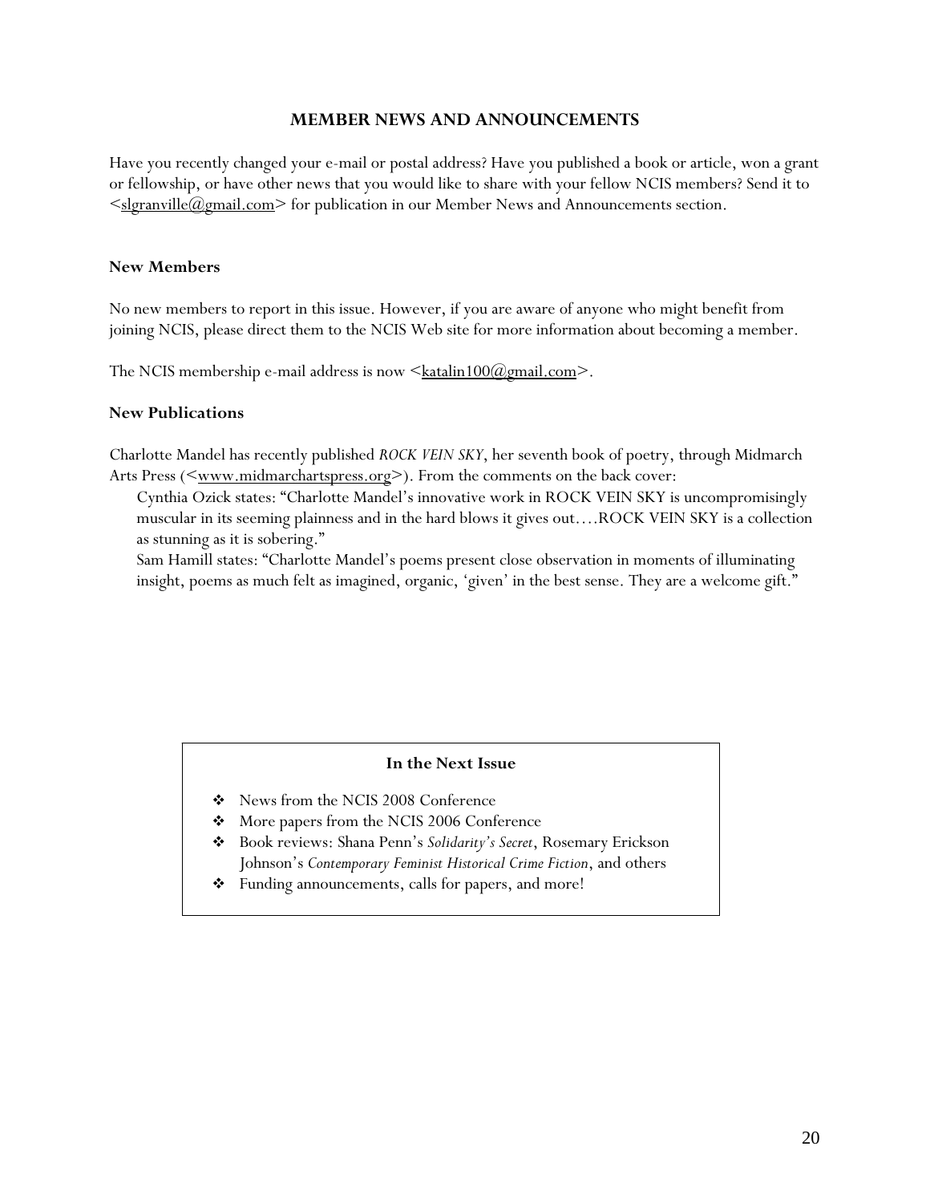## MEMBER NEWS AND ANNOUNCEMENTS

Have you recently changed your e-mail or postal address? Have you published a book or article, won a grant or fellowship, or have other news that you would like to share with your fellow NCIS members? Send it to <slgranville@gmail.com> for publication in our Member News and Announcements section.

### New Members

No new members to report in this issue. However, if you are aware of anyone who might benefit from joining NCIS, please direct them to the NCIS Web site for more information about becoming a member.

The NCIS membership e-mail address is now <katalin100@gmail.com>.

### New Publications

Charlotte Mandel has recently published *ROCK VEIN SKY*, her seventh book of poetry, through Midmarch Arts Press (<www.midmarchartspress.org>). From the comments on the back cover:

> Cynthia Ozick states: "Charlotte Mandel's innovative work in ROCK VEIN SKY is uncompromisingly muscular in its seeming plainness and in the hard blows it gives out….ROCK VEIN SKY is a collection as stunning as it is sobering."
>
> Sam Hamill states: "Charlotte Mandel's poems present close observation in moments of illuminating insight, poems as much felt as imagined, organic, 'given' in the best sense. They are a welcome gift."

---

**In the Next Issue**

- News from the NCIS 2008 Conference
- More papers from the NCIS 2006 Conference
- Book reviews: Shana Penn's *Solidarity's Secret*, Rosemary Erickson Johnson's *Contemporary Feminist Historical Crime Fiction*, and others
- Funding announcements, calls for papers, and more!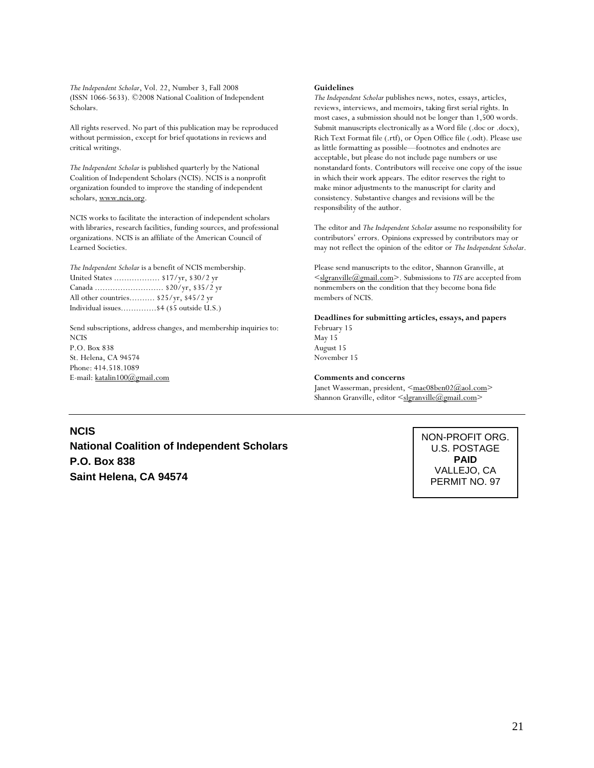*The Independent Scholar*, Vol. 22, Number 3, Fall 2008 (ISSN 1066-5633). ©2008 National Coalition of Independent Scholars.

All rights reserved. No part of this publication may be reproduced without permission, except for brief quotations in reviews and critical writings.

*The Independent Scholar* is published quarterly by the National Coalition of Independent Scholars (NCIS). NCIS is a nonprofit organization founded to improve the standing of independent scholars, www.ncis.org.

NCIS works to facilitate the interaction of independent scholars with libraries, research facilities, funding sources, and professional organizations. NCIS is an affiliate of the American Council of Learned Societies.

*The Independent Scholar* is a benefit of NCIS membership.
United States .................. $17/yr, $30/2 yr
Canada ........................... $20/yr, $35/2 yr
All other countries.......... $25/yr, $45/2 yr
Individual issues.............$4 ($5 outside U.S.)

Send subscriptions, address changes, and membership inquiries to:
NCIS
P.O. Box 838
St. Helena, CA 94574
Phone: 414.518.1089
E-mail: katalin100@gmail.com

**Guidelines**

*The Independent Scholar* publishes news, notes, essays, articles, reviews, interviews, and memoirs, taking first serial rights. In most cases, a submission should not be longer than 1,500 words. Submit manuscripts electronically as a Word file (.doc or .docx), Rich Text Format file (.rtf), or Open Office file (.odt). Please use as little formatting as possible—footnotes and endnotes are acceptable, but please do not include page numbers or use nonstandard fonts. Contributors will receive one copy of the issue in which their work appears. The editor reserves the right to make minor adjustments to the manuscript for clarity and consistency. Substantive changes and revisions will be the responsibility of the author.

The editor and *The Independent Scholar* assume no responsibility for contributors' errors. Opinions expressed by contributors may or may not reflect the opinion of the editor or *The Independent Scholar*.

Please send manuscripts to the editor, Shannon Granville, at <slgranville@gmail.com>. Submissions to *TIS* are accepted from nonmembers on the condition that they become bona fide members of NCIS.

**Deadlines for submitting articles, essays, and papers**
February 15
May 15
August 15
November 15

**Comments and concerns**
Janet Wasserman, president, <mae08ben02@aol.com>
Shannon Granville, editor <slgranville@gmail.com>

---

**NCIS**
**National Coalition of Independent Scholars**
**P.O. Box 838**
**Saint Helena, CA 94574**

NON-PROFIT ORG.
U.S. POSTAGE
**PAID**
VALLEJO, CA
PERMIT NO. 97